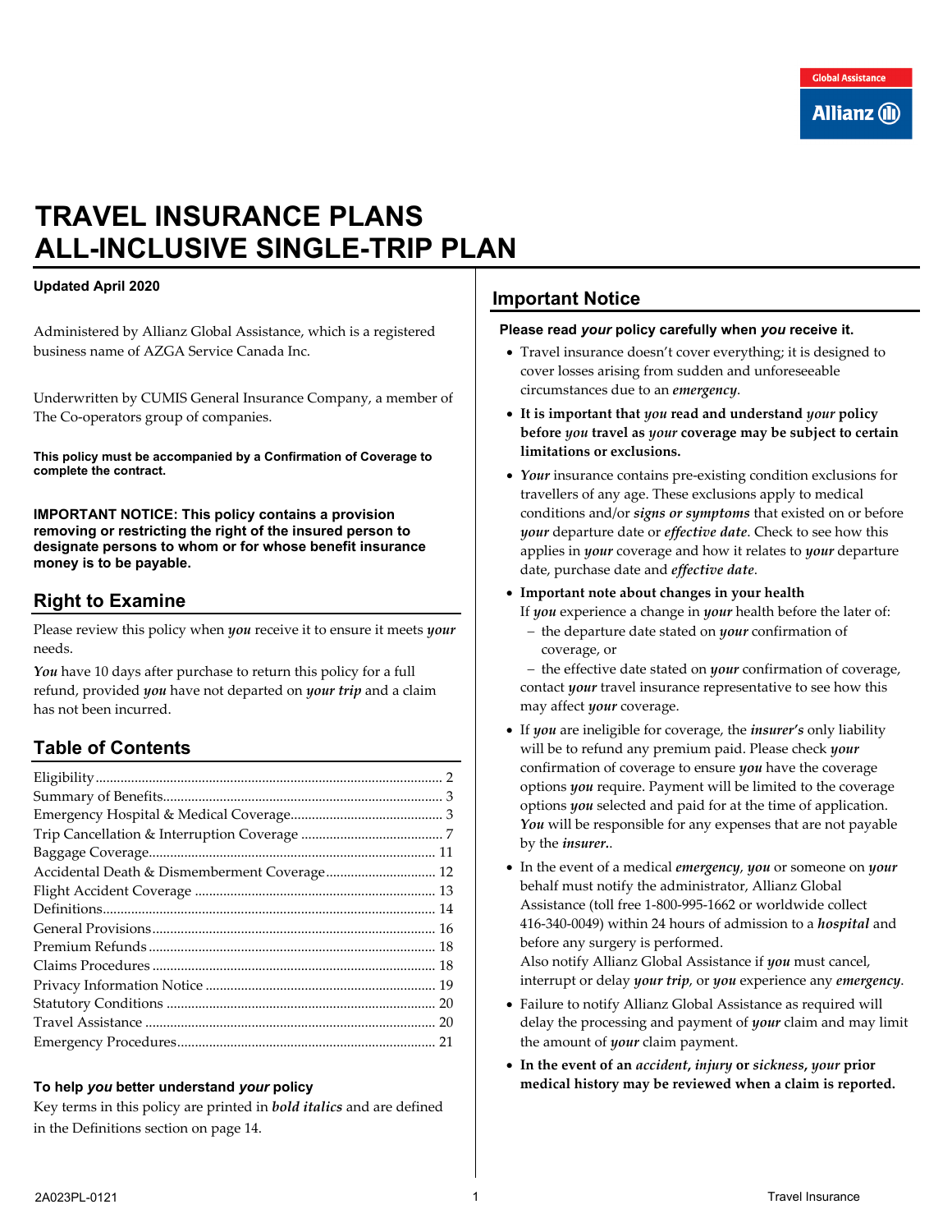Global Assistance
Allianz

# TRAVEL INSURANCE PLANS
# ALL-INCLUSIVE SINGLE-TRIP PLAN

**Updated April 2020**

Administered by Allianz Global Assistance, which is a registered business name of AZGA Service Canada Inc.

Underwritten by CUMIS General Insurance Company, a member of The Co-operators group of companies.

**This policy must be accompanied by a Confirmation of Coverage to complete the contract.**

**IMPORTANT NOTICE: This policy contains a provision removing or restricting the right of the insured person to designate persons to whom or for whose benefit insurance money is to be payable.**

## Right to Examine

Please review this policy when ***you*** receive it to ensure it meets ***your*** needs.

***You*** have 10 days after purchase to return this policy for a full refund, provided ***you*** have not departed on ***your trip*** and a claim has not been incurred.

## Table of Contents

| | |
|---|---|
| Eligibility | 2 |
| Summary of Benefits | 3 |
| Emergency Hospital & Medical Coverage | 3 |
| Trip Cancellation & Interruption Coverage | 7 |
| Baggage Coverage | 11 |
| Accidental Death & Dismemberment Coverage | 12 |
| Flight Accident Coverage | 13 |
| Definitions | 14 |
| General Provisions | 16 |
| Premium Refunds | 18 |
| Claims Procedures | 18 |
| Privacy Information Notice | 19 |
| Statutory Conditions | 20 |
| Travel Assistance | 20 |
| Emergency Procedures | 21 |

### To help *you* better understand *your* policy

Key terms in this policy are printed in ***bold italics*** and are defined in the Definitions section on page 14.

## Important Notice

**Please read *your* policy carefully when *you* receive it.**

- Travel insurance doesn't cover everything; it is designed to cover losses arising from sudden and unforeseeable circumstances due to an ***emergency***.
- **It is important that *you* read and understand *your* policy before *you* travel as *your* coverage may be subject to certain limitations or exclusions.**
- ***Your*** insurance contains pre-existing condition exclusions for travellers of any age. These exclusions apply to medical conditions and/or ***signs or symptoms*** that existed on or before ***your*** departure date or ***effective date***. Check to see how this applies in ***your*** coverage and how it relates to ***your*** departure date, purchase date and ***effective date***.
- **Important note about changes in your health**
  If ***you*** experience a change in ***your*** health before the later of:
  - the departure date stated on ***your*** confirmation of coverage, or
  - the effective date stated on ***your*** confirmation of coverage,

  contact ***your*** travel insurance representative to see how this may affect ***your*** coverage.
- If ***you*** are ineligible for coverage, the ***insurer's*** only liability will be to refund any premium paid. Please check ***your*** confirmation of coverage to ensure ***you*** have the coverage options ***you*** require. Payment will be limited to the coverage options ***you*** selected and paid for at the time of application. ***You*** will be responsible for any expenses that are not payable by the ***insurer***..
- In the event of a medical ***emergency***, ***you*** or someone on ***your*** behalf must notify the administrator, Allianz Global Assistance (toll free 1-800-995-1662 or worldwide collect 416-340-0049) within 24 hours of admission to a ***hospital*** and before any surgery is performed.
  Also notify Allianz Global Assistance if ***you*** must cancel, interrupt or delay ***your trip***, or ***you*** experience any ***emergency***.
- Failure to notify Allianz Global Assistance as required will delay the processing and payment of ***your*** claim and may limit the amount of ***your*** claim payment.
- **In the event of an *accident*, *injury* or *sickness*, *your* prior medical history may be reviewed when a claim is reported.**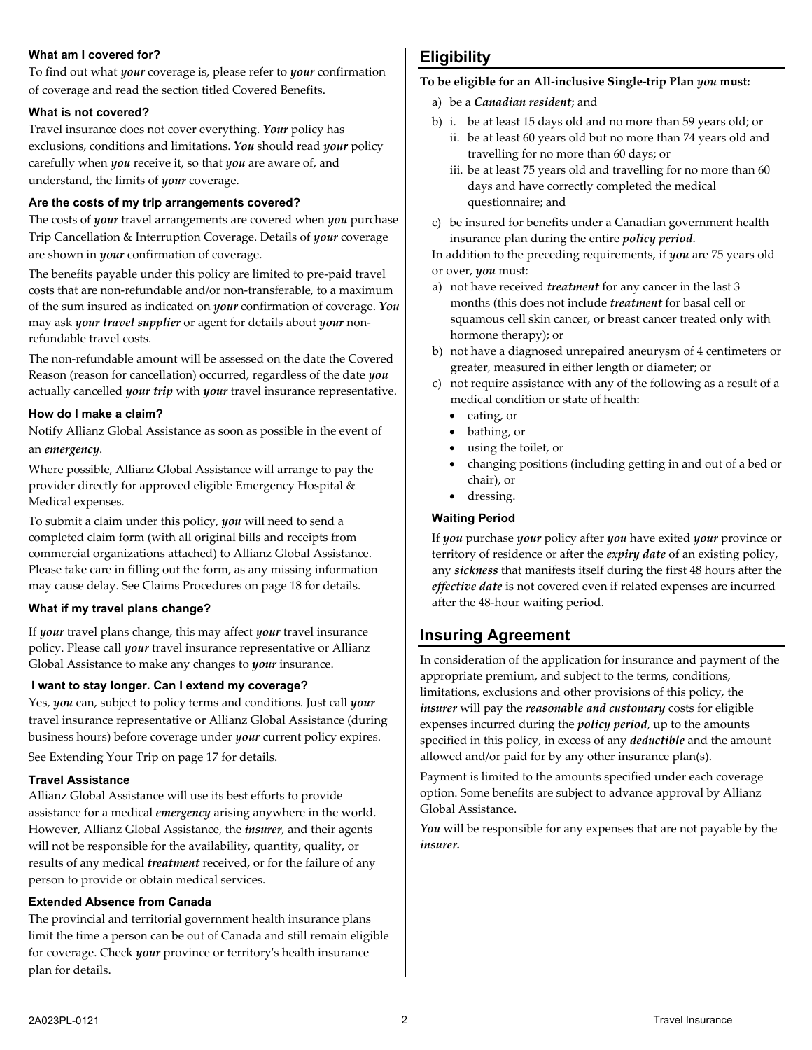### What am I covered for?

To find out what ***your*** coverage is, please refer to ***your*** confirmation of coverage and read the section titled Covered Benefits.

### What is not covered?

Travel insurance does not cover everything. ***Your*** policy has exclusions, conditions and limitations. ***You*** should read ***your*** policy carefully when ***you*** receive it, so that ***you*** are aware of, and understand, the limits of ***your*** coverage.

### Are the costs of my trip arrangements covered?

The costs of ***your*** travel arrangements are covered when ***you*** purchase Trip Cancellation & Interruption Coverage. Details of ***your*** coverage are shown in ***your*** confirmation of coverage.

The benefits payable under this policy are limited to pre-paid travel costs that are non-refundable and/or non-transferable, to a maximum of the sum insured as indicated on ***your*** confirmation of coverage. ***You*** may ask ***your travel supplier*** or agent for details about ***your*** non-refundable travel costs.

The non-refundable amount will be assessed on the date the Covered Reason (reason for cancellation) occurred, regardless of the date ***you*** actually cancelled ***your trip*** with ***your*** travel insurance representative.

### How do I make a claim?

Notify Allianz Global Assistance as soon as possible in the event of an ***emergency***.

Where possible, Allianz Global Assistance will arrange to pay the provider directly for approved eligible Emergency Hospital & Medical expenses.

To submit a claim under this policy, ***you*** will need to send a completed claim form (with all original bills and receipts from commercial organizations attached) to Allianz Global Assistance. Please take care in filling out the form, as any missing information may cause delay. See Claims Procedures on page 18 for details.

### What if my travel plans change?

If ***your*** travel plans change, this may affect ***your*** travel insurance policy. Please call ***your*** travel insurance representative or Allianz Global Assistance to make any changes to ***your*** insurance.

### I want to stay longer. Can I extend my coverage?

Yes, ***you*** can, subject to policy terms and conditions. Just call ***your*** travel insurance representative or Allianz Global Assistance (during business hours) before coverage under ***your*** current policy expires.

See Extending Your Trip on page 17 for details.

### Travel Assistance

Allianz Global Assistance will use its best efforts to provide assistance for a medical ***emergency*** arising anywhere in the world. However, Allianz Global Assistance, the ***insurer***, and their agents will not be responsible for the availability, quantity, quality, or results of any medical ***treatment*** received, or for the failure of any person to provide or obtain medical services.

### Extended Absence from Canada

The provincial and territorial government health insurance plans limit the time a person can be out of Canada and still remain eligible for coverage. Check ***your*** province or territory's health insurance plan for details.

## Eligibility

**To be eligible for an All-inclusive Single-trip Plan *you* must:**

a) be a ***Canadian resident***; and

b) i. be at least 15 days old and no more than 59 years old; or
   ii. be at least 60 years old but no more than 74 years old and travelling for no more than 60 days; or
   iii. be at least 75 years old and travelling for no more than 60 days and have correctly completed the medical questionnaire; and

c) be insured for benefits under a Canadian government health insurance plan during the entire ***policy period***.

In addition to the preceding requirements, if ***you*** are 75 years old or over, ***you*** must:

a) not have received ***treatment*** for any cancer in the last 3 months (this does not include ***treatment*** for basal cell or squamous cell skin cancer, or breast cancer treated only with hormone therapy); or

b) not have a diagnosed unrepaired aneurysm of 4 centimeters or greater, measured in either length or diameter; or

c) not require assistance with any of the following as a result of a medical condition or state of health:
   - eating, or
   - bathing, or
   - using the toilet, or
   - changing positions (including getting in and out of a bed or chair), or
   - dressing.

### Waiting Period

If ***you*** purchase ***your*** policy after ***you*** have exited ***your*** province or territory of residence or after the ***expiry date*** of an existing policy, any ***sickness*** that manifests itself during the first 48 hours after the ***effective date*** is not covered even if related expenses are incurred after the 48-hour waiting period.

## Insuring Agreement

In consideration of the application for insurance and payment of the appropriate premium, and subject to the terms, conditions, limitations, exclusions and other provisions of this policy, the ***insurer*** will pay the ***reasonable and customary*** costs for eligible expenses incurred during the ***policy period***, up to the amounts specified in this policy, in excess of any ***deductible*** and the amount allowed and/or paid for by any other insurance plan(s).

Payment is limited to the amounts specified under each coverage option. Some benefits are subject to advance approval by Allianz Global Assistance.

***You*** will be responsible for any expenses that are not payable by the ***insurer.***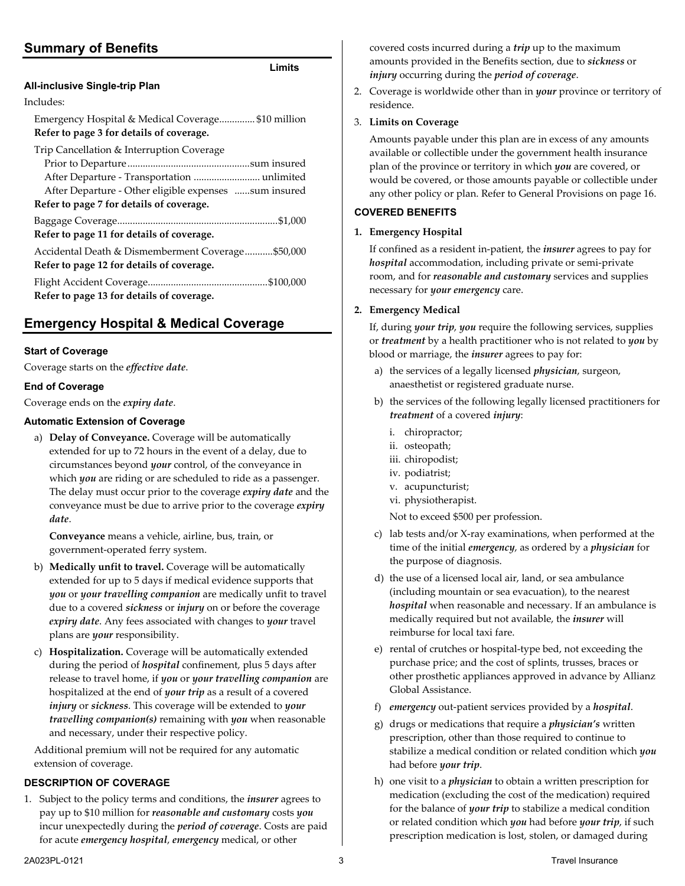## Summary of Benefits

| | Limits |
|---|---|
| **All-inclusive Single-trip Plan** | |
| Includes: | |
| Emergency Hospital & Medical Coverage | $10 million |
| **Refer to page 3 for details of coverage.** | |
| Trip Cancellation & Interruption Coverage | |
| Prior to Departure | sum insured |
| After Departure - Transportation | unlimited |
| After Departure - Other eligible expenses | sum insured |
| **Refer to page 7 for details of coverage.** | |
| Baggage Coverage | $1,000 |
| **Refer to page 11 for details of coverage.** | |
| Accidental Death & Dismemberment Coverage | $50,000 |
| **Refer to page 12 for details of coverage.** | |
| Flight Accident Coverage | $100,000 |
| **Refer to page 13 for details of coverage.** | |

## Emergency Hospital & Medical Coverage

### Start of Coverage

Coverage starts on the ***effective date***.

### End of Coverage

Coverage ends on the ***expiry date***.

### Automatic Extension of Coverage

a) **Delay of Conveyance.** Coverage will be automatically extended for up to 72 hours in the event of a delay, due to circumstances beyond ***your*** control, of the conveyance in which ***you*** are riding or are scheduled to ride as a passenger. The delay must occur prior to the coverage ***expiry date*** and the conveyance must be due to arrive prior to the coverage ***expiry date***.

   **Conveyance** means a vehicle, airline, bus, train, or government-operated ferry system.

b) **Medically unfit to travel.** Coverage will be automatically extended for up to 5 days if medical evidence supports that ***you*** or ***your travelling companion*** are medically unfit to travel due to a covered ***sickness*** or ***injury*** on or before the coverage ***expiry date***. Any fees associated with changes to ***your*** travel plans are ***your*** responsibility.

c) **Hospitalization.** Coverage will be automatically extended during the period of ***hospital*** confinement, plus 5 days after release to travel home, if ***you*** or ***your travelling companion*** are hospitalized at the end of ***your trip*** as a result of a covered ***injury*** or ***sickness***. This coverage will be extended to ***your travelling companion(s)*** remaining with ***you*** when reasonable and necessary, under their respective policy.

Additional premium will not be required for any automatic extension of coverage.

### DESCRIPTION OF COVERAGE

1. Subject to the policy terms and conditions, the ***insurer*** agrees to pay up to $10 million for ***reasonable and customary*** costs ***you*** incur unexpectedly during the ***period of coverage***. Costs are paid for acute ***emergency hospital***, ***emergency*** medical, or other covered costs incurred during a ***trip*** up to the maximum amounts provided in the Benefits section, due to ***sickness*** or ***injury*** occurring during the ***period of coverage***.
2. Coverage is worldwide other than in ***your*** province or territory of residence.
3. **Limits on Coverage**

   Amounts payable under this plan are in excess of any amounts available or collectible under the government health insurance plan of the province or territory in which ***you*** are covered, or would be covered, or those amounts payable or collectible under any other policy or plan. Refer to General Provisions on page 16.

### COVERED BENEFITS

1. **Emergency Hospital**

   If confined as a resident in-patient, the ***insurer*** agrees to pay for ***hospital*** accommodation, including private or semi-private room, and for ***reasonable and customary*** services and supplies necessary for ***your emergency*** care.

2. **Emergency Medical**

   If, during ***your trip***, ***you*** require the following services, supplies or ***treatment*** by a health practitioner who is not related to ***you*** by blood or marriage, the ***insurer*** agrees to pay for:

   a) the services of a legally licensed ***physician***, surgeon, anaesthetist or registered graduate nurse.

   b) the services of the following legally licensed practitioners for ***treatment*** of a covered ***injury***:

      i. chiropractor;
      ii. osteopath;
      iii. chiropodist;
      iv. podiatrist;
      v. acupuncturist;
      vi. physiotherapist.

      Not to exceed $500 per profession.

   c) lab tests and/or X-ray examinations, when performed at the time of the initial ***emergency***, as ordered by a ***physician*** for the purpose of diagnosis.

   d) the use of a licensed local air, land, or sea ambulance (including mountain or sea evacuation), to the nearest ***hospital*** when reasonable and necessary. If an ambulance is medically required but not available, the ***insurer*** will reimburse for local taxi fare.

   e) rental of crutches or hospital-type bed, not exceeding the purchase price; and the cost of splints, trusses, braces or other prosthetic appliances approved in advance by Allianz Global Assistance.

   f) ***emergency*** out-patient services provided by a ***hospital***.

   g) drugs or medications that require a ***physician's*** written prescription, other than those required to continue to stabilize a medical condition or related condition which ***you*** had before ***your trip***.

   h) one visit to a ***physician*** to obtain a written prescription for medication (excluding the cost of the medication) required for the balance of ***your trip*** to stabilize a medical condition or related condition which ***you*** had before ***your trip***, if such prescription medication is lost, stolen, or damaged during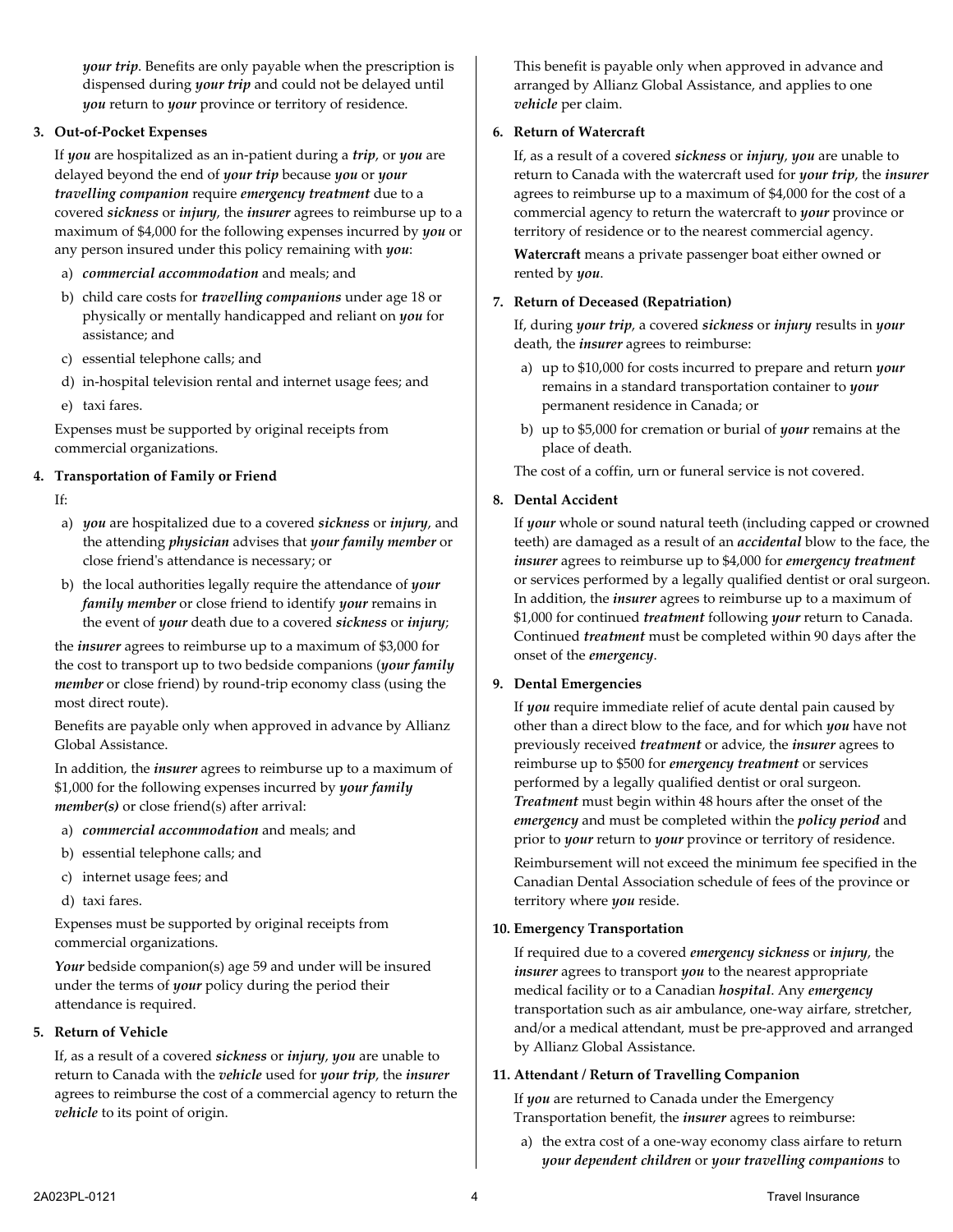***your trip***. Benefits are only payable when the prescription is dispensed during ***your trip*** and could not be delayed until ***you*** return to ***your*** province or territory of residence.

**3. Out-of-Pocket Expenses**

If ***you*** are hospitalized as an in-patient during a ***trip***, or ***you*** are delayed beyond the end of ***your trip*** because ***you*** or ***your travelling companion*** require ***emergency treatment*** due to a covered ***sickness*** or ***injury***, the ***insurer*** agrees to reimburse up to a maximum of $4,000 for the following expenses incurred by ***you*** or any person insured under this policy remaining with ***you***:

a) ***commercial accommodation*** and meals; and
b) child care costs for ***travelling companions*** under age 18 or physically or mentally handicapped and reliant on ***you*** for assistance; and
c) essential telephone calls; and
d) in-hospital television rental and internet usage fees; and
e) taxi fares.

Expenses must be supported by original receipts from commercial organizations.

**4. Transportation of Family or Friend**

If:

a) ***you*** are hospitalized due to a covered ***sickness*** or ***injury***, and the attending ***physician*** advises that ***your family member*** or close friend's attendance is necessary; or
b) the local authorities legally require the attendance of ***your family member*** or close friend to identify ***your*** remains in the event of ***your*** death due to a covered ***sickness*** or ***injury***;

the ***insurer*** agrees to reimburse up to a maximum of $3,000 for the cost to transport up to two bedside companions (***your family member*** or close friend) by round-trip economy class (using the most direct route).

Benefits are payable only when approved in advance by Allianz Global Assistance.

In addition, the ***insurer*** agrees to reimburse up to a maximum of $1,000 for the following expenses incurred by ***your family member(s)*** or close friend(s) after arrival:

a) ***commercial accommodation*** and meals; and
b) essential telephone calls; and
c) internet usage fees; and
d) taxi fares.

Expenses must be supported by original receipts from commercial organizations.

***Your*** bedside companion(s) age 59 and under will be insured under the terms of ***your*** policy during the period their attendance is required.

**5. Return of Vehicle**

If, as a result of a covered ***sickness*** or ***injury***, ***you*** are unable to return to Canada with the ***vehicle*** used for ***your trip***, the ***insurer*** agrees to reimburse the cost of a commercial agency to return the ***vehicle*** to its point of origin.

This benefit is payable only when approved in advance and arranged by Allianz Global Assistance, and applies to one ***vehicle*** per claim.

**6. Return of Watercraft**

If, as a result of a covered ***sickness*** or ***injury***, ***you*** are unable to return to Canada with the watercraft used for ***your trip***, the ***insurer*** agrees to reimburse up to a maximum of $4,000 for the cost of a commercial agency to return the watercraft to ***your*** province or territory of residence or to the nearest commercial agency.

**Watercraft** means a private passenger boat either owned or rented by ***you***.

**7. Return of Deceased (Repatriation)**

If, during ***your trip***, a covered ***sickness*** or ***injury*** results in ***your*** death, the ***insurer*** agrees to reimburse:

a) up to $10,000 for costs incurred to prepare and return ***your*** remains in a standard transportation container to ***your*** permanent residence in Canada; or
b) up to $5,000 for cremation or burial of ***your*** remains at the place of death.

The cost of a coffin, urn or funeral service is not covered.

**8. Dental Accident**

If ***your*** whole or sound natural teeth (including capped or crowned teeth) are damaged as a result of an ***accidental*** blow to the face, the ***insurer*** agrees to reimburse up to $4,000 for ***emergency treatment*** or services performed by a legally qualified dentist or oral surgeon. In addition, the ***insurer*** agrees to reimburse up to a maximum of $1,000 for continued ***treatment*** following ***your*** return to Canada. Continued ***treatment*** must be completed within 90 days after the onset of the ***emergency***.

**9. Dental Emergencies**

If ***you*** require immediate relief of acute dental pain caused by other than a direct blow to the face, and for which ***you*** have not previously received ***treatment*** or advice, the ***insurer*** agrees to reimburse up to $500 for ***emergency treatment*** or services performed by a legally qualified dentist or oral surgeon. ***Treatment*** must begin within 48 hours after the onset of the ***emergency*** and must be completed within the ***policy period*** and prior to ***your*** return to ***your*** province or territory of residence.

Reimbursement will not exceed the minimum fee specified in the Canadian Dental Association schedule of fees of the province or territory where ***you*** reside.

**10. Emergency Transportation**

If required due to a covered ***emergency sickness*** or ***injury***, the ***insurer*** agrees to transport ***you*** to the nearest appropriate medical facility or to a Canadian ***hospital***. Any ***emergency*** transportation such as air ambulance, one-way airfare, stretcher, and/or a medical attendant, must be pre-approved and arranged by Allianz Global Assistance.

**11. Attendant / Return of Travelling Companion**

If ***you*** are returned to Canada under the Emergency Transportation benefit, the ***insurer*** agrees to reimburse:

a) the extra cost of a one-way economy class airfare to return ***your dependent children*** or ***your travelling companions*** to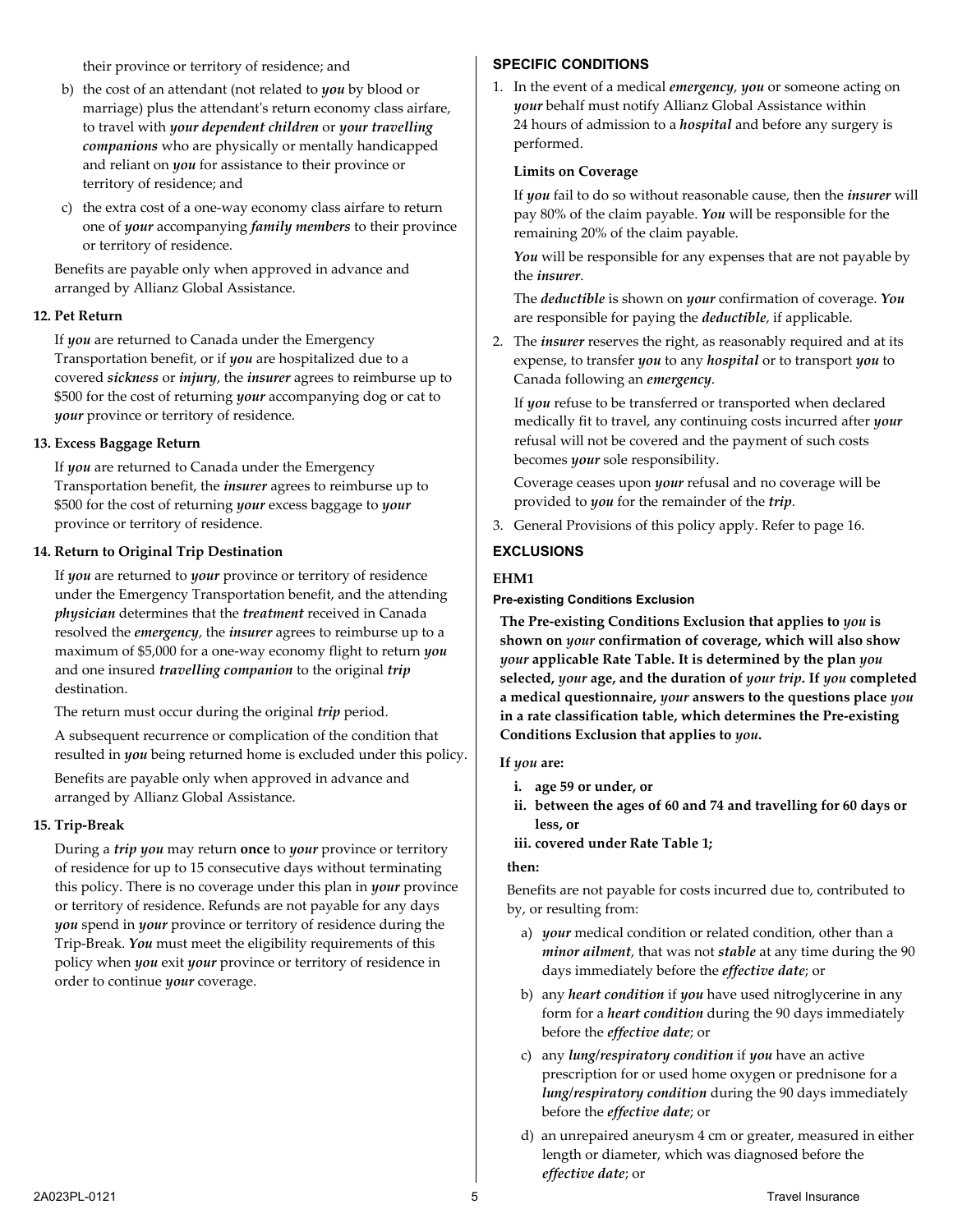their province or territory of residence; and

b) the cost of an attendant (not related to ***you*** by blood or marriage) plus the attendant's return economy class airfare, to travel with ***your dependent children*** or ***your travelling companions*** who are physically or mentally handicapped and reliant on ***you*** for assistance to their province or territory of residence; and

c) the extra cost of a one-way economy class airfare to return one of ***your*** accompanying ***family members*** to their province or territory of residence.

Benefits are payable only when approved in advance and arranged by Allianz Global Assistance.

**12. Pet Return**

If ***you*** are returned to Canada under the Emergency Transportation benefit, or if ***you*** are hospitalized due to a covered ***sickness*** or ***injury***, the ***insurer*** agrees to reimburse up to $500 for the cost of returning ***your*** accompanying dog or cat to ***your*** province or territory of residence.

**13. Excess Baggage Return**

If ***you*** are returned to Canada under the Emergency Transportation benefit, the ***insurer*** agrees to reimburse up to $500 for the cost of returning ***your*** excess baggage to ***your*** province or territory of residence.

**14. Return to Original Trip Destination**

If ***you*** are returned to ***your*** province or territory of residence under the Emergency Transportation benefit, and the attending ***physician*** determines that the ***treatment*** received in Canada resolved the ***emergency***, the ***insurer*** agrees to reimburse up to a maximum of $5,000 for a one-way economy flight to return ***you*** and one insured ***travelling companion*** to the original ***trip*** destination.

The return must occur during the original ***trip*** period.

A subsequent recurrence or complication of the condition that resulted in ***you*** being returned home is excluded under this policy.

Benefits are payable only when approved in advance and arranged by Allianz Global Assistance.

**15. Trip-Break**

During a ***trip you*** may return **once** to ***your*** province or territory of residence for up to 15 consecutive days without terminating this policy. There is no coverage under this plan in ***your*** province or territory of residence. Refunds are not payable for any days ***you*** spend in ***your*** province or territory of residence during the Trip-Break. ***You*** must meet the eligibility requirements of this policy when ***you*** exit ***your*** province or territory of residence in order to continue ***your*** coverage.

## SPECIFIC CONDITIONS

1. In the event of a medical ***emergency***, ***you*** or someone acting on ***your*** behalf must notify Allianz Global Assistance within 24 hours of admission to a ***hospital*** and before any surgery is performed.

   **Limits on Coverage**

   If ***you*** fail to do so without reasonable cause, then the ***insurer*** will pay 80% of the claim payable. ***You*** will be responsible for the remaining 20% of the claim payable.

   ***You*** will be responsible for any expenses that are not payable by the ***insurer***.

   The ***deductible*** is shown on ***your*** confirmation of coverage. ***You*** are responsible for paying the ***deductible***, if applicable.

2. The ***insurer*** reserves the right, as reasonably required and at its expense, to transfer ***you*** to any ***hospital*** or to transport ***you*** to Canada following an ***emergency***.

   If ***you*** refuse to be transferred or transported when declared medically fit to travel, any continuing costs incurred after ***your*** refusal will not be covered and the payment of such costs becomes ***your*** sole responsibility.

   Coverage ceases upon ***your*** refusal and no coverage will be provided to ***you*** for the remainder of the ***trip***.

3. General Provisions of this policy apply. Refer to page 16.

## EXCLUSIONS

**EHM1**

**Pre-existing Conditions Exclusion**

**The Pre-existing Conditions Exclusion that applies to *you* is shown on *your* confirmation of coverage, which will also show *your* applicable Rate Table. It is determined by the plan *you* selected, *your* age, and the duration of *your trip*. If *you* completed a medical questionnaire, *your* answers to the questions place *you* in a rate classification table, which determines the Pre-existing Conditions Exclusion that applies to *you*.**

**If *you* are:**

**i. age 59 or under, or**
**ii. between the ages of 60 and 74 and travelling for 60 days or less, or**
**iii. covered under Rate Table 1;**

**then:**

Benefits are not payable for costs incurred due to, contributed to by, or resulting from:

a) ***your*** medical condition or related condition, other than a ***minor ailment***, that was not ***stable*** at any time during the 90 days immediately before the ***effective date***; or

b) any ***heart condition*** if ***you*** have used nitroglycerine in any form for a ***heart condition*** during the 90 days immediately before the ***effective date***; or

c) any ***lung/respiratory condition*** if ***you*** have an active prescription for or used home oxygen or prednisone for a ***lung/respiratory condition*** during the 90 days immediately before the ***effective date***; or

d) an unrepaired aneurysm 4 cm or greater, measured in either length or diameter, which was diagnosed before the ***effective date***; or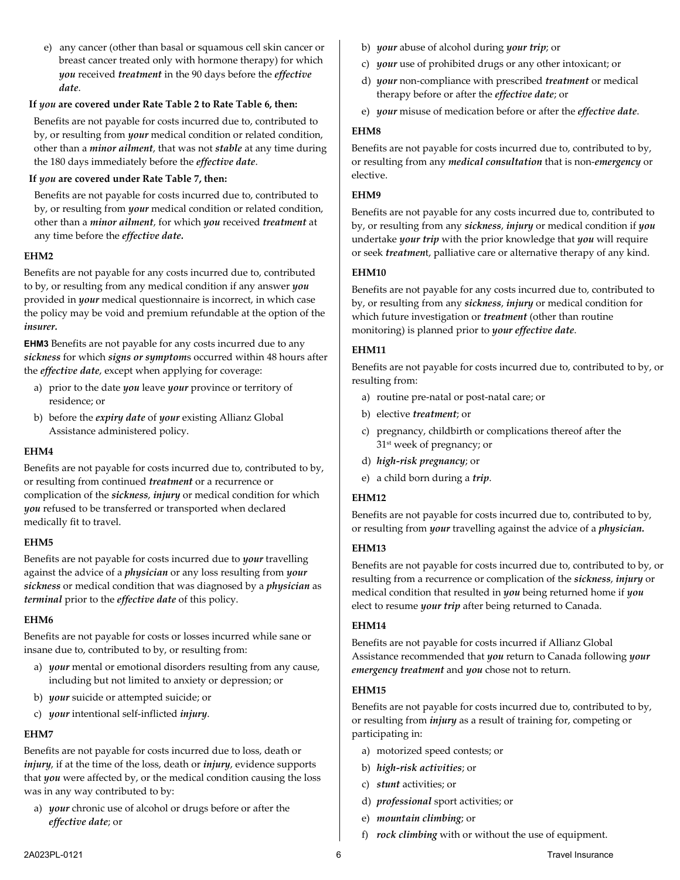e) any cancer (other than basal or squamous cell skin cancer or breast cancer treated only with hormone therapy) for which ***you*** received ***treatment*** in the 90 days before the ***effective date***.

**If *you* are covered under Rate Table 2 to Rate Table 6, then:**

Benefits are not payable for costs incurred due to, contributed to by, or resulting from ***your*** medical condition or related condition, other than a ***minor ailment***, that was not ***stable*** at any time during the 180 days immediately before the ***effective date***.

**If *you* are covered under Rate Table 7, then:**

Benefits are not payable for costs incurred due to, contributed to by, or resulting from ***your*** medical condition or related condition, other than a ***minor ailment***, for which ***you*** received ***treatment*** at any time before the ***effective date.***

**EHM2**

Benefits are not payable for any costs incurred due to, contributed to by, or resulting from any medical condition if any answer ***you*** provided in ***your*** medical questionnaire is incorrect, in which case the policy may be void and premium refundable at the option of the ***insurer.***

**EHM3** Benefits are not payable for any costs incurred due to any ***sickness*** for which ***signs or symptom***s occurred within 48 hours after the ***effective date***, except when applying for coverage:

a) prior to the date ***you*** leave ***your*** province or territory of residence; or
b) before the ***expiry date*** of ***your*** existing Allianz Global Assistance administered policy.

**EHM4**

Benefits are not payable for costs incurred due to, contributed to by, or resulting from continued ***treatment*** or a recurrence or complication of the ***sickness***, ***injury*** or medical condition for which ***you*** refused to be transferred or transported when declared medically fit to travel.

**EHM5**

Benefits are not payable for costs incurred due to ***your*** travelling against the advice of a ***physician*** or any loss resulting from ***your sickness*** or medical condition that was diagnosed by a ***physician*** as ***terminal*** prior to the ***effective date*** of this policy.

**EHM6**

Benefits are not payable for costs or losses incurred while sane or insane due to, contributed to by, or resulting from:

a) ***your*** mental or emotional disorders resulting from any cause, including but not limited to anxiety or depression; or
b) ***your*** suicide or attempted suicide; or
c) ***your*** intentional self-inflicted ***injury***.

**EHM7**

Benefits are not payable for costs incurred due to loss, death or ***injury***, if at the time of the loss, death or ***injury***, evidence supports that ***you*** were affected by, or the medical condition causing the loss was in any way contributed to by:

a) ***your*** chronic use of alcohol or drugs before or after the ***effective date***; or
b) ***your*** abuse of alcohol during ***your trip***; or
c) ***your*** use of prohibited drugs or any other intoxicant; or
d) ***your*** non-compliance with prescribed ***treatment*** or medical therapy before or after the ***effective date***; or
e) ***your*** misuse of medication before or after the ***effective date***.

**EHM8**

Benefits are not payable for costs incurred due to, contributed to by, or resulting from any ***medical consultation*** that is non-***emergency*** or elective.

**EHM9**

Benefits are not payable for any costs incurred due to, contributed to by, or resulting from any ***sickness***, ***injury*** or medical condition if ***you*** undertake ***your trip*** with the prior knowledge that ***you*** will require or seek ***treatmen***t, palliative care or alternative therapy of any kind.

**EHM10**

Benefits are not payable for any costs incurred due to, contributed to by, or resulting from any ***sickness***, ***injury*** or medical condition for which future investigation or ***treatment*** (other than routine monitoring) is planned prior to ***your effective date***.

**EHM11**

Benefits are not payable for costs incurred due to, contributed to by, or resulting from:

a) routine pre-natal or post-natal care; or
b) elective ***treatment***; or
c) pregnancy, childbirth or complications thereof after the 31st week of pregnancy; or
d) ***high-risk pregnancy***; or
e) a child born during a ***trip***.

**EHM12**

Benefits are not payable for costs incurred due to, contributed to by, or resulting from ***your*** travelling against the advice of a ***physician.***

**EHM13**

Benefits are not payable for costs incurred due to, contributed to by, or resulting from a recurrence or complication of the ***sickness***, ***injury*** or medical condition that resulted in ***you*** being returned home if ***you*** elect to resume ***your trip*** after being returned to Canada.

**EHM14**

Benefits are not payable for costs incurred if Allianz Global Assistance recommended that ***you*** return to Canada following ***your emergency treatment*** and ***you*** chose not to return.

**EHM15**

Benefits are not payable for costs incurred due to, contributed to by, or resulting from ***injury*** as a result of training for, competing or participating in:

a) motorized speed contests; or
b) ***high-risk activities***; or
c) ***stunt*** activities; or
d) ***professional*** sport activities; or
e) ***mountain climbing***; or
f) ***rock climbing*** with or without the use of equipment.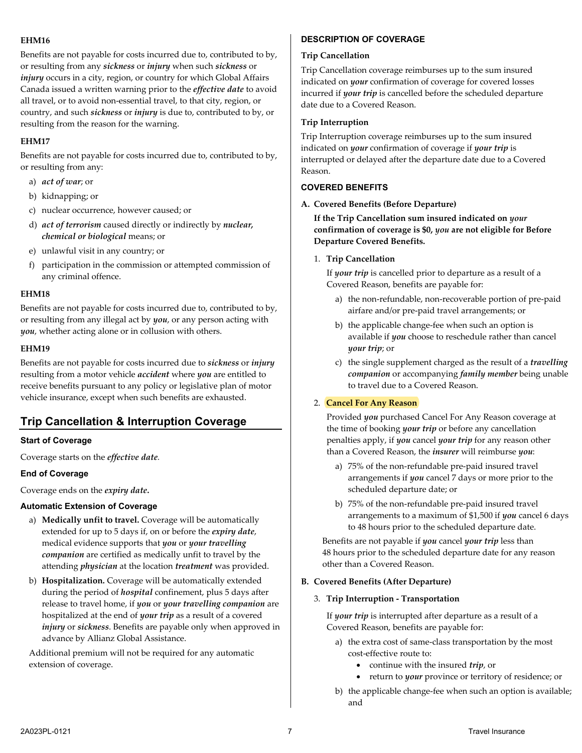**EHM16**

Benefits are not payable for costs incurred due to, contributed to by, or resulting from any ***sickness*** or ***injury*** when such ***sickness*** or ***injury*** occurs in a city, region, or country for which Global Affairs Canada issued a written warning prior to the ***effective date*** to avoid all travel, or to avoid non-essential travel, to that city, region, or country, and such ***sickness*** or ***injury*** is due to, contributed to by, or resulting from the reason for the warning.

**EHM17**

Benefits are not payable for costs incurred due to, contributed to by, or resulting from any:

a) ***act of war***; or
b) kidnapping; or
c) nuclear occurrence, however caused; or
d) ***act of terrorism*** caused directly or indirectly by ***nuclear, chemical or biological*** means; or
e) unlawful visit in any country; or
f) participation in the commission or attempted commission of any criminal offence.

**EHM18**

Benefits are not payable for costs incurred due to, contributed to by, or resulting from any illegal act by ***you***, or any person acting with ***you***, whether acting alone or in collusion with others.

**EHM19**

Benefits are not payable for costs incurred due to ***sickness*** or ***injury*** resulting from a motor vehicle ***accident*** where ***you*** are entitled to receive benefits pursuant to any policy or legislative plan of motor vehicle insurance, except when such benefits are exhausted.

## Trip Cancellation & Interruption Coverage

### Start of Coverage

Coverage starts on the *effective date*.

### End of Coverage

Coverage ends on the ***expiry date*.**

### Automatic Extension of Coverage

a) **Medically unfit to travel.** Coverage will be automatically extended for up to 5 days if, on or before the ***expiry date***, medical evidence supports that ***you*** or ***your travelling companion*** are certified as medically unfit to travel by the attending ***physician*** at the location ***treatment*** was provided.
b) **Hospitalization.** Coverage will be automatically extended during the period of ***hospital*** confinement, plus 5 days after release to travel home, if ***you*** or ***your travelling companion*** are hospitalized at the end of ***your trip*** as a result of a covered ***injury*** or ***sickness***. Benefits are payable only when approved in advance by Allianz Global Assistance.

Additional premium will not be required for any automatic extension of coverage.

### DESCRIPTION OF COVERAGE

**Trip Cancellation**

Trip Cancellation coverage reimburses up to the sum insured indicated on ***your*** confirmation of coverage for covered losses incurred if ***your trip*** is cancelled before the scheduled departure date due to a Covered Reason.

**Trip Interruption**

Trip Interruption coverage reimburses up to the sum insured indicated on ***your*** confirmation of coverage if ***your trip*** is interrupted or delayed after the departure date due to a Covered Reason.

### COVERED BENEFITS

**A. Covered Benefits (Before Departure)**

**If the Trip Cancellation sum insured indicated on *your* confirmation of coverage is $0, *you* are not eligible for Before Departure Covered Benefits.**

1. **Trip Cancellation**

   If ***your trip*** is cancelled prior to departure as a result of a Covered Reason, benefits are payable for:

   a) the non-refundable, non-recoverable portion of pre-paid airfare and/or pre-paid travel arrangements; or
   b) the applicable change-fee when such an option is available if ***you*** choose to reschedule rather than cancel ***your trip***; or
   c) the single supplement charged as the result of a ***travelling companion*** or accompanying ***family member*** being unable to travel due to a Covered Reason.

2. **Cancel For Any Reason**

   Provided ***you*** purchased Cancel For Any Reason coverage at the time of booking ***your trip*** or before any cancellation penalties apply, if ***you*** cancel ***your trip*** for any reason other than a Covered Reason, the ***insurer*** will reimburse ***you***:

   a) 75% of the non-refundable pre-paid insured travel arrangements if ***you*** cancel 7 days or more prior to the scheduled departure date; or
   b) 75% of the non-refundable pre-paid insured travel arrangements to a maximum of $1,500 if ***you*** cancel 6 days to 48 hours prior to the scheduled departure date.

   Benefits are not payable if ***you*** cancel ***your trip*** less than 48 hours prior to the scheduled departure date for any reason other than a Covered Reason.

**B. Covered Benefits (After Departure)**

3. **Trip Interruption - Transportation**

   If ***your trip*** is interrupted after departure as a result of a Covered Reason, benefits are payable for:

   a) the extra cost of same-class transportation by the most cost-effective route to:
      - continue with the insured ***trip***, or
      - return to ***your*** province or territory of residence; or
   b) the applicable change-fee when such an option is available; and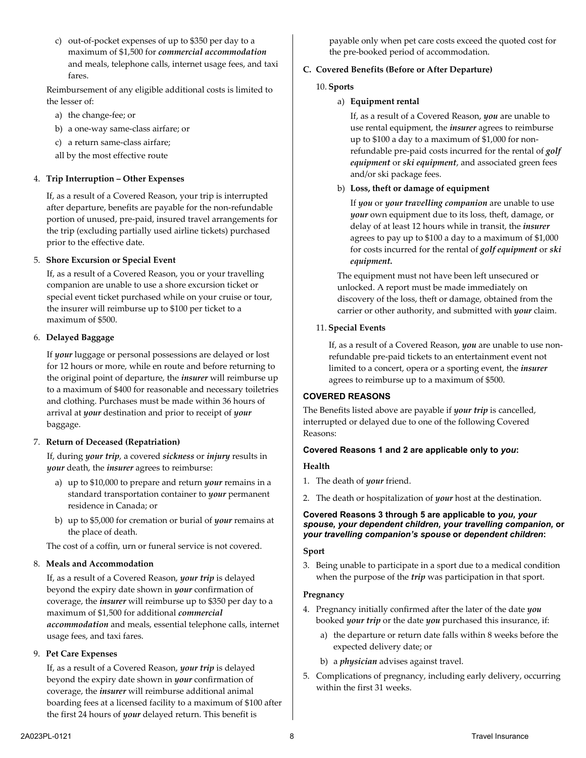c) out-of-pocket expenses of up to $350 per day to a maximum of $1,500 for ***commercial accommodation*** and meals, telephone calls, internet usage fees, and taxi fares.

Reimbursement of any eligible additional costs is limited to the lesser of:

a) the change-fee; or

b) a one-way same-class airfare; or

c) a return same-class airfare;

all by the most effective route

4. **Trip Interruption – Other Expenses**

If, as a result of a Covered Reason, your trip is interrupted after departure, benefits are payable for the non-refundable portion of unused, pre-paid, insured travel arrangements for the trip (excluding partially used airline tickets) purchased prior to the effective date.

5. **Shore Excursion or Special Event**

If, as a result of a Covered Reason, you or your travelling companion are unable to use a shore excursion ticket or special event ticket purchased while on your cruise or tour, the insurer will reimburse up to $100 per ticket to a maximum of $500.

6. **Delayed Baggage**

If ***your*** luggage or personal possessions are delayed or lost for 12 hours or more, while en route and before returning to the original point of departure, the ***insurer*** will reimburse up to a maximum of $400 for reasonable and necessary toiletries and clothing. Purchases must be made within 36 hours of arrival at ***your*** destination and prior to receipt of ***your*** baggage.

7. **Return of Deceased (Repatriation)**

If, during ***your trip***, a covered ***sickness*** or ***injury*** results in ***your*** death, the ***insurer*** agrees to reimburse:

a) up to $10,000 to prepare and return ***your*** remains in a standard transportation container to ***your*** permanent residence in Canada; or

b) up to $5,000 for cremation or burial of ***your*** remains at the place of death.

The cost of a coffin, urn or funeral service is not covered.

8. **Meals and Accommodation**

If, as a result of a Covered Reason, ***your trip*** is delayed beyond the expiry date shown in ***your*** confirmation of coverage, the ***insurer*** will reimburse up to $350 per day to a maximum of $1,500 for additional ***commercial accommodation*** and meals, essential telephone calls, internet usage fees, and taxi fares.

9. **Pet Care Expenses**

If, as a result of a Covered Reason, ***your trip*** is delayed beyond the expiry date shown in ***your*** confirmation of coverage, the ***insurer*** will reimburse additional animal boarding fees at a licensed facility to a maximum of $100 after the first 24 hours of ***your*** delayed return. This benefit is payable only when pet care costs exceed the quoted cost for the pre-booked period of accommodation.

**C. Covered Benefits (Before or After Departure)**

10. **Sports**

a) **Equipment rental**

If, as a result of a Covered Reason, ***you*** are unable to use rental equipment, the ***insurer*** agrees to reimburse up to $100 a day to a maximum of $1,000 for non-refundable pre-paid costs incurred for the rental of ***golf equipment*** or ***ski equipment***, and associated green fees and/or ski package fees.

b) **Loss, theft or damage of equipment**

If ***you*** or ***your travelling companion*** are unable to use ***your*** own equipment due to its loss, theft, damage, or delay of at least 12 hours while in transit, the ***insurer*** agrees to pay up to $100 a day to a maximum of $1,000 for costs incurred for the rental of ***golf equipment*** or ***ski equipment.***

The equipment must not have been left unsecured or unlocked. A report must be made immediately on discovery of the loss, theft or damage, obtained from the carrier or other authority, and submitted with ***your*** claim.

11. **Special Events**

If, as a result of a Covered Reason, ***you*** are unable to use non-refundable pre-paid tickets to an entertainment event not limited to a concert, opera or a sporting event, the ***insurer*** agrees to reimburse up to a maximum of $500.

### COVERED REASONS

The Benefits listed above are payable if ***your trip*** is cancelled, interrupted or delayed due to one of the following Covered Reasons:

**Covered Reasons 1 and 2 are applicable only to *you*:**

**Health**

1. The death of ***your*** friend.

2. The death or hospitalization of ***your*** host at the destination.

**Covered Reasons 3 through 5 are applicable to *you*, *your spouse*, *your dependent children*, *your travelling companion*, or *your travelling companion's spouse* or *dependent children*:**

**Sport**

3. Being unable to participate in a sport due to a medical condition when the purpose of the ***trip*** was participation in that sport.

**Pregnancy**

4. Pregnancy initially confirmed after the later of the date ***you*** booked ***your trip*** or the date ***you*** purchased this insurance, if:

   a) the departure or return date falls within 8 weeks before the expected delivery date; or

   b) a ***physician*** advises against travel.

5. Complications of pregnancy, including early delivery, occurring within the first 31 weeks.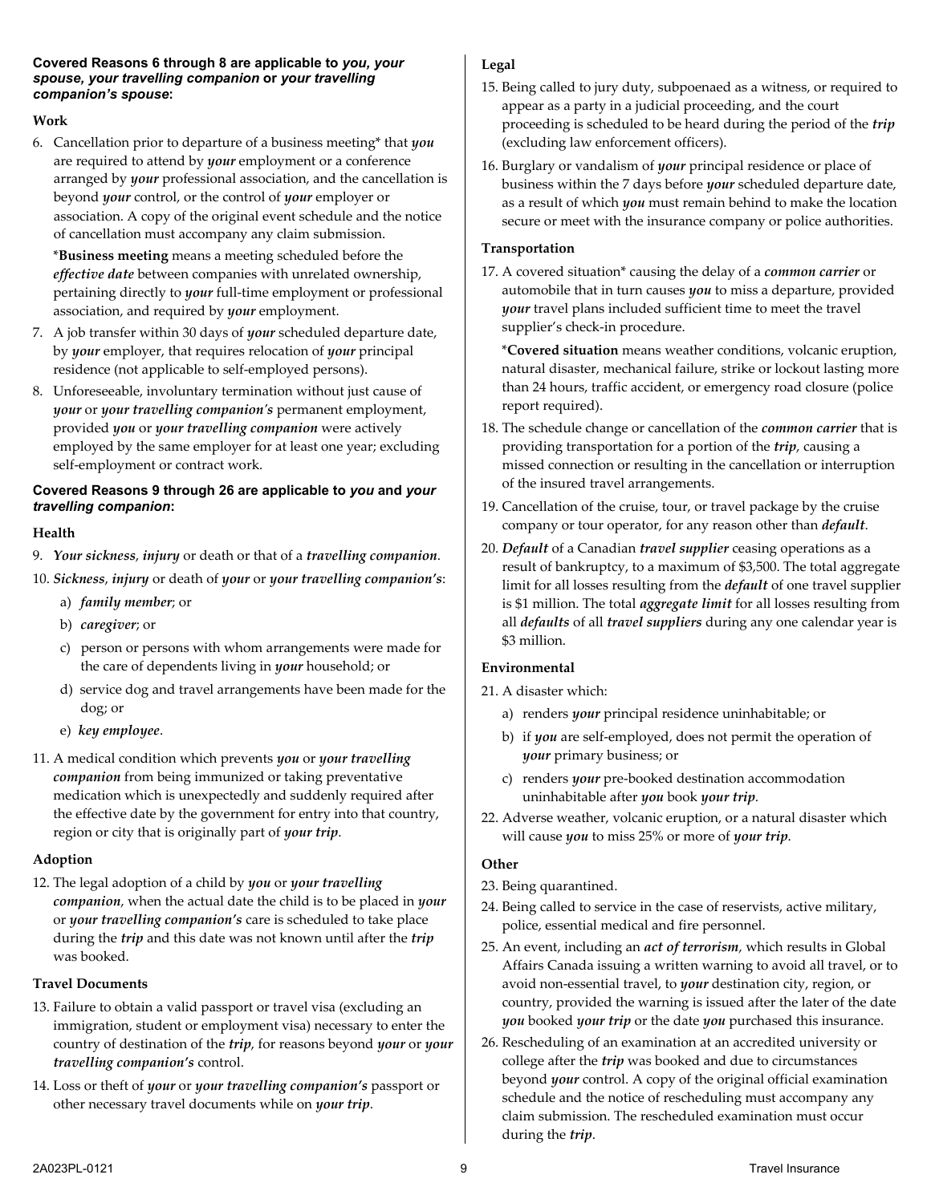**Covered Reasons 6 through 8 are applicable to *you*, *your spouse*, *your travelling companion* or *your travelling companion's spouse*:**

### Work

6. Cancellation prior to departure of a business meeting* that ***you*** are required to attend by ***your*** employment or a conference arranged by ***your*** professional association, and the cancellation is beyond ***your*** control, or the control of ***your*** employer or association. A copy of the original event schedule and the notice of cancellation must accompany any claim submission.

   ***Business meeting** means a meeting scheduled before the ***effective date*** between companies with unrelated ownership, pertaining directly to ***your*** full-time employment or professional association, and required by ***your*** employment.

7. A job transfer within 30 days of ***your*** scheduled departure date, by ***your*** employer, that requires relocation of ***your*** principal residence (not applicable to self-employed persons).
8. Unforeseeable, involuntary termination without just cause of ***your*** or ***your travelling companion's*** permanent employment, provided ***you*** or ***your travelling companion*** were actively employed by the same employer for at least one year; excluding self-employment or contract work.

**Covered Reasons 9 through 26 are applicable to *you* and *your travelling companion*:**

### Health

9. ***Your sickness***, ***injury*** or death or that of a ***travelling companion***.
10. ***Sickness***, ***injury*** or death of ***your*** or ***your travelling companion's***:
    a) ***family member***; or
    b) ***caregiver***; or
    c) person or persons with whom arrangements were made for the care of dependents living in ***your*** household; or
    d) service dog and travel arrangements have been made for the dog; or
    e) ***key employee***.
11. A medical condition which prevents ***you*** or ***your travelling companion*** from being immunized or taking preventative medication which is unexpectedly and suddenly required after the effective date by the government for entry into that country, region or city that is originally part of ***your trip***.

### Adoption

12. The legal adoption of a child by ***you*** or ***your travelling companion***, when the actual date the child is to be placed in ***your*** or ***your travelling companion's*** care is scheduled to take place during the ***trip*** and this date was not known until after the ***trip*** was booked.

### Travel Documents

13. Failure to obtain a valid passport or travel visa (excluding an immigration, student or employment visa) necessary to enter the country of destination of the ***trip***, for reasons beyond ***your*** or ***your travelling companion's*** control.
14. Loss or theft of ***your*** or ***your travelling companion's*** passport or other necessary travel documents while on ***your trip***.

### Legal

15. Being called to jury duty, subpoenaed as a witness, or required to appear as a party in a judicial proceeding, and the court proceeding is scheduled to be heard during the period of the ***trip*** (excluding law enforcement officers).
16. Burglary or vandalism of ***your*** principal residence or place of business within the 7 days before ***your*** scheduled departure date, as a result of which ***you*** must remain behind to make the location secure or meet with the insurance company or police authorities.

### Transportation

17. A covered situation* causing the delay of a ***common carrier*** or automobile that in turn causes ***you*** to miss a departure, provided ***your*** travel plans included sufficient time to meet the travel supplier's check-in procedure.

    ***Covered situation** means weather conditions, volcanic eruption, natural disaster, mechanical failure, strike or lockout lasting more than 24 hours, traffic accident, or emergency road closure (police report required).

18. The schedule change or cancellation of the ***common carrier*** that is providing transportation for a portion of the ***trip***, causing a missed connection or resulting in the cancellation or interruption of the insured travel arrangements.
19. Cancellation of the cruise, tour, or travel package by the cruise company or tour operator, for any reason other than ***default***.
20. ***Default*** of a Canadian ***travel supplier*** ceasing operations as a result of bankruptcy, to a maximum of $3,500. The total aggregate limit for all losses resulting from the ***default*** of one travel supplier is $1 million. The total ***aggregate limit*** for all losses resulting from all ***defaults*** of all ***travel suppliers*** during any one calendar year is $3 million.

### Environmental

21. A disaster which:
    a) renders ***your*** principal residence uninhabitable; or
    b) if ***you*** are self-employed, does not permit the operation of ***your*** primary business; or
    c) renders ***your*** pre-booked destination accommodation uninhabitable after ***you*** book ***your trip***.
22. Adverse weather, volcanic eruption, or a natural disaster which will cause ***you*** to miss 25% or more of ***your trip***.

### Other

23. Being quarantined.
24. Being called to service in the case of reservists, active military, police, essential medical and fire personnel.
25. An event, including an ***act of terrorism***, which results in Global Affairs Canada issuing a written warning to avoid all travel, or to avoid non-essential travel, to ***your*** destination city, region, or country, provided the warning is issued after the later of the date ***you*** booked ***your trip*** or the date ***you*** purchased this insurance.
26. Rescheduling of an examination at an accredited university or college after the ***trip*** was booked and due to circumstances beyond ***your*** control. A copy of the original official examination schedule and the notice of rescheduling must accompany any claim submission. The rescheduled examination must occur during the ***trip***.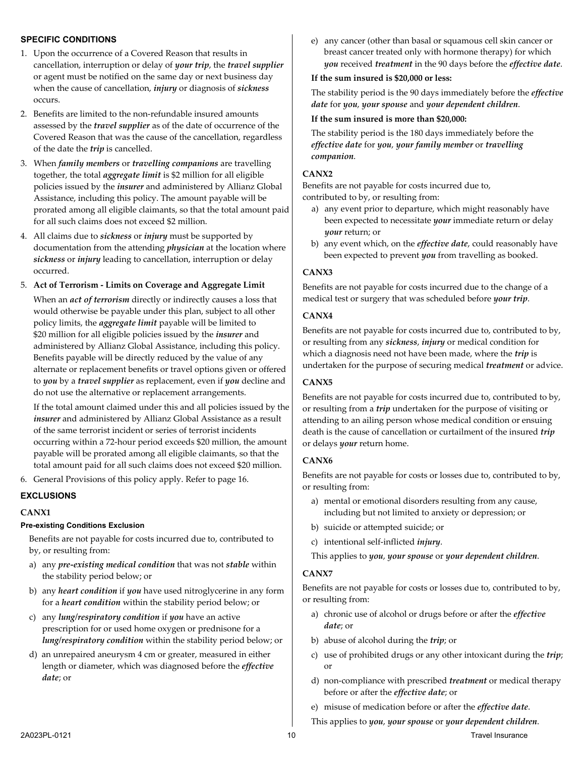## SPECIFIC CONDITIONS

1. Upon the occurrence of a Covered Reason that results in cancellation, interruption or delay of ***your trip***, the ***travel supplier*** or agent must be notified on the same day or next business day when the cause of cancellation, ***injury*** or diagnosis of ***sickness*** occurs.
2. Benefits are limited to the non-refundable insured amounts assessed by the ***travel supplier*** as of the date of occurrence of the Covered Reason that was the cause of the cancellation, regardless of the date the ***trip*** is cancelled.
3. When ***family members*** or ***travelling companions*** are travelling together, the total ***aggregate limit*** is $2 million for all eligible policies issued by the ***insurer*** and administered by Allianz Global Assistance, including this policy. The amount payable will be prorated among all eligible claimants, so that the total amount paid for all such claims does not exceed $2 million.
4. All claims due to ***sickness*** or ***injury*** must be supported by documentation from the attending ***physician*** at the location where ***sickness*** or ***injury*** leading to cancellation, interruption or delay occurred.
5. **Act of Terrorism - Limits on Coverage and Aggregate Limit**

   When an ***act of terrorism*** directly or indirectly causes a loss that would otherwise be payable under this plan, subject to all other policy limits, the ***aggregate limit*** payable will be limited to $20 million for all eligible policies issued by the ***insurer*** and administered by Allianz Global Assistance, including this policy. Benefits payable will be directly reduced by the value of any alternate or replacement benefits or travel options given or offered to ***you*** by a ***travel supplier*** as replacement, even if ***you*** decline and do not use the alternative or replacement arrangements.

   If the total amount claimed under this and all policies issued by the ***insurer*** and administered by Allianz Global Assistance as a result of the same terrorist incident or series of terrorist incidents occurring within a 72-hour period exceeds $20 million, the amount payable will be prorated among all eligible claimants, so that the total amount paid for all such claims does not exceed $20 million.
6. General Provisions of this policy apply. Refer to page 16.

## EXCLUSIONS

### CANX1

#### Pre-existing Conditions Exclusion

Benefits are not payable for costs incurred due to, contributed to by, or resulting from:

a) any ***pre-existing medical condition*** that was not ***stable*** within the stability period below; or

b) any ***heart condition*** if ***you*** have used nitroglycerine in any form for a ***heart condition*** within the stability period below; or

c) any ***lung/respiratory condition*** if ***you*** have an active prescription for or used home oxygen or prednisone for a ***lung/respiratory condition*** within the stability period below; or

d) an unrepaired aneurysm 4 cm or greater, measured in either length or diameter, which was diagnosed before the ***effective date***; or

e) any cancer (other than basal or squamous cell skin cancer or breast cancer treated only with hormone therapy) for which ***you*** received ***treatment*** in the 90 days before the ***effective date***.

**If the sum insured is $20,000 or less:**

The stability period is the 90 days immediately before the ***effective date*** for ***you***, ***your spouse*** and ***your dependent children***.

**If the sum insured is more than $20,000:**

The stability period is the 180 days immediately before the ***effective date*** for ***you***, ***your family member*** or ***travelling companion***.

### CANX2

Benefits are not payable for costs incurred due to, contributed to by, or resulting from:

a) any event prior to departure, which might reasonably have been expected to necessitate ***your*** immediate return or delay ***your*** return; or

b) any event which, on the ***effective date***, could reasonably have been expected to prevent ***you*** from travelling as booked.

### CANX3

Benefits are not payable for costs incurred due to the change of a medical test or surgery that was scheduled before ***your trip***.

### CANX4

Benefits are not payable for costs incurred due to, contributed to by, or resulting from any ***sickness***, ***injury*** or medical condition for which a diagnosis need not have been made, where the ***trip*** is undertaken for the purpose of securing medical ***treatment*** or advice.

### CANX5

Benefits are not payable for costs incurred due to, contributed to by, or resulting from a ***trip*** undertaken for the purpose of visiting or attending to an ailing person whose medical condition or ensuing death is the cause of cancellation or curtailment of the insured ***trip*** or delays ***your*** return home.

### CANX6

Benefits are not payable for costs or losses due to, contributed to by, or resulting from:

a) mental or emotional disorders resulting from any cause, including but not limited to anxiety or depression; or

b) suicide or attempted suicide; or

c) intentional self-inflicted ***injury***.

This applies to ***you***, ***your spouse*** or ***your dependent children***.

### CANX7

Benefits are not payable for costs or losses due to, contributed to by, or resulting from:

a) chronic use of alcohol or drugs before or after the ***effective date***; or

b) abuse of alcohol during the ***trip***; or

c) use of prohibited drugs or any other intoxicant during the ***trip***; or

d) non-compliance with prescribed ***treatment*** or medical therapy before or after the ***effective date***; or

e) misuse of medication before or after the ***effective date***.

This applies to ***you***, ***your spouse*** or ***your dependent children***.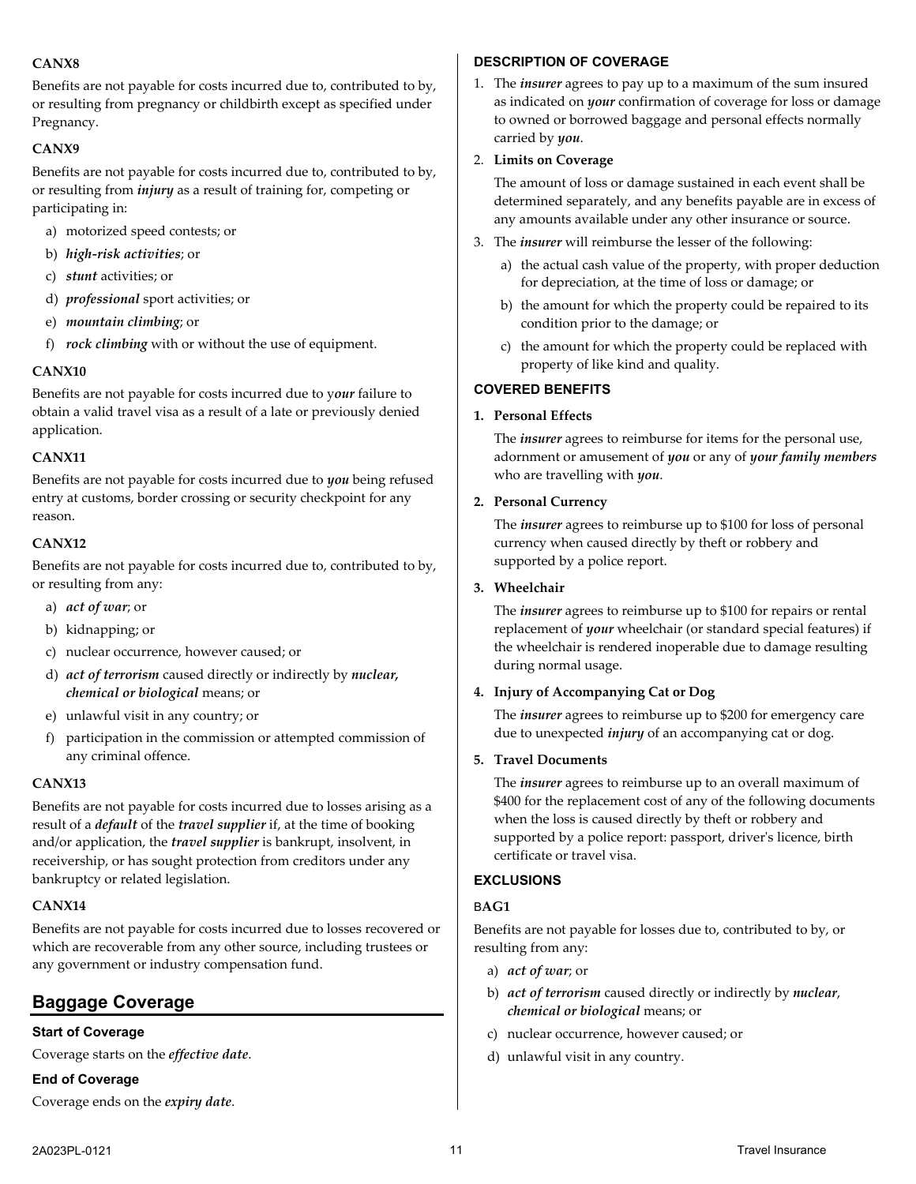**CANX8**

Benefits are not payable for costs incurred due to, contributed to by, or resulting from pregnancy or childbirth except as specified under Pregnancy.

**CANX9**

Benefits are not payable for costs incurred due to, contributed to by, or resulting from ***injury*** as a result of training for, competing or participating in:

a) motorized speed contests; or
b) ***high-risk activities***; or
c) ***stunt*** activities; or
d) ***professional*** sport activities; or
e) ***mountain climbing***; or
f) ***rock climbing*** with or without the use of equipment.

**CANX10**

Benefits are not payable for costs incurred due to y***our*** failure to obtain a valid travel visa as a result of a late or previously denied application.

**CANX11**

Benefits are not payable for costs incurred due to ***you*** being refused entry at customs, border crossing or security checkpoint for any reason.

**CANX12**

Benefits are not payable for costs incurred due to, contributed to by, or resulting from any:

a) ***act of war***; or
b) kidnapping; or
c) nuclear occurrence, however caused; or
d) ***act of terrorism*** caused directly or indirectly by ***nuclear, chemical or biological*** means; or
e) unlawful visit in any country; or
f) participation in the commission or attempted commission of any criminal offence.

**CANX13**

Benefits are not payable for costs incurred due to losses arising as a result of a ***default*** of the ***travel supplier*** if, at the time of booking and/or application, the ***travel supplier*** is bankrupt, insolvent, in receivership, or has sought protection from creditors under any bankruptcy or related legislation.

**CANX14**

Benefits are not payable for costs incurred due to losses recovered or which are recoverable from any other source, including trustees or any government or industry compensation fund.

## Baggage Coverage

### Start of Coverage

Coverage starts on the ***effective date***.

### End of Coverage

Coverage ends on the ***expiry date***.

### DESCRIPTION OF COVERAGE

1. The ***insurer*** agrees to pay up to a maximum of the sum insured as indicated on ***your*** confirmation of coverage for loss or damage to owned or borrowed baggage and personal effects normally carried by ***you***.
2. **Limits on Coverage**

   The amount of loss or damage sustained in each event shall be determined separately, and any benefits payable are in excess of any amounts available under any other insurance or source.
3. The ***insurer*** will reimburse the lesser of the following:
   a) the actual cash value of the property, with proper deduction for depreciation, at the time of loss or damage; or
   b) the amount for which the property could be repaired to its condition prior to the damage; or
   c) the amount for which the property could be replaced with property of like kind and quality.

### COVERED BENEFITS

**1. Personal Effects**

The ***insurer*** agrees to reimburse for items for the personal use, adornment or amusement of ***you*** or any of ***your family members*** who are travelling with ***you***.

**2. Personal Currency**

The ***insurer*** agrees to reimburse up to $100 for loss of personal currency when caused directly by theft or robbery and supported by a police report.

**3. Wheelchair**

The ***insurer*** agrees to reimburse up to $100 for repairs or rental replacement of ***your*** wheelchair (or standard special features) if the wheelchair is rendered inoperable due to damage resulting during normal usage.

**4. Injury of Accompanying Cat or Dog**

The ***insurer*** agrees to reimburse up to $200 for emergency care due to unexpected ***injury*** of an accompanying cat or dog.

**5. Travel Documents**

The ***insurer*** agrees to reimburse up to an overall maximum of $400 for the replacement cost of any of the following documents when the loss is caused directly by theft or robbery and supported by a police report: passport, driver's licence, birth certificate or travel visa.

### EXCLUSIONS

**BAG1**

Benefits are not payable for losses due to, contributed to by, or resulting from any:

a) ***act of war***; or
b) ***act of terrorism*** caused directly or indirectly by ***nuclear***, ***chemical or biological*** means; or
c) nuclear occurrence, however caused; or
d) unlawful visit in any country.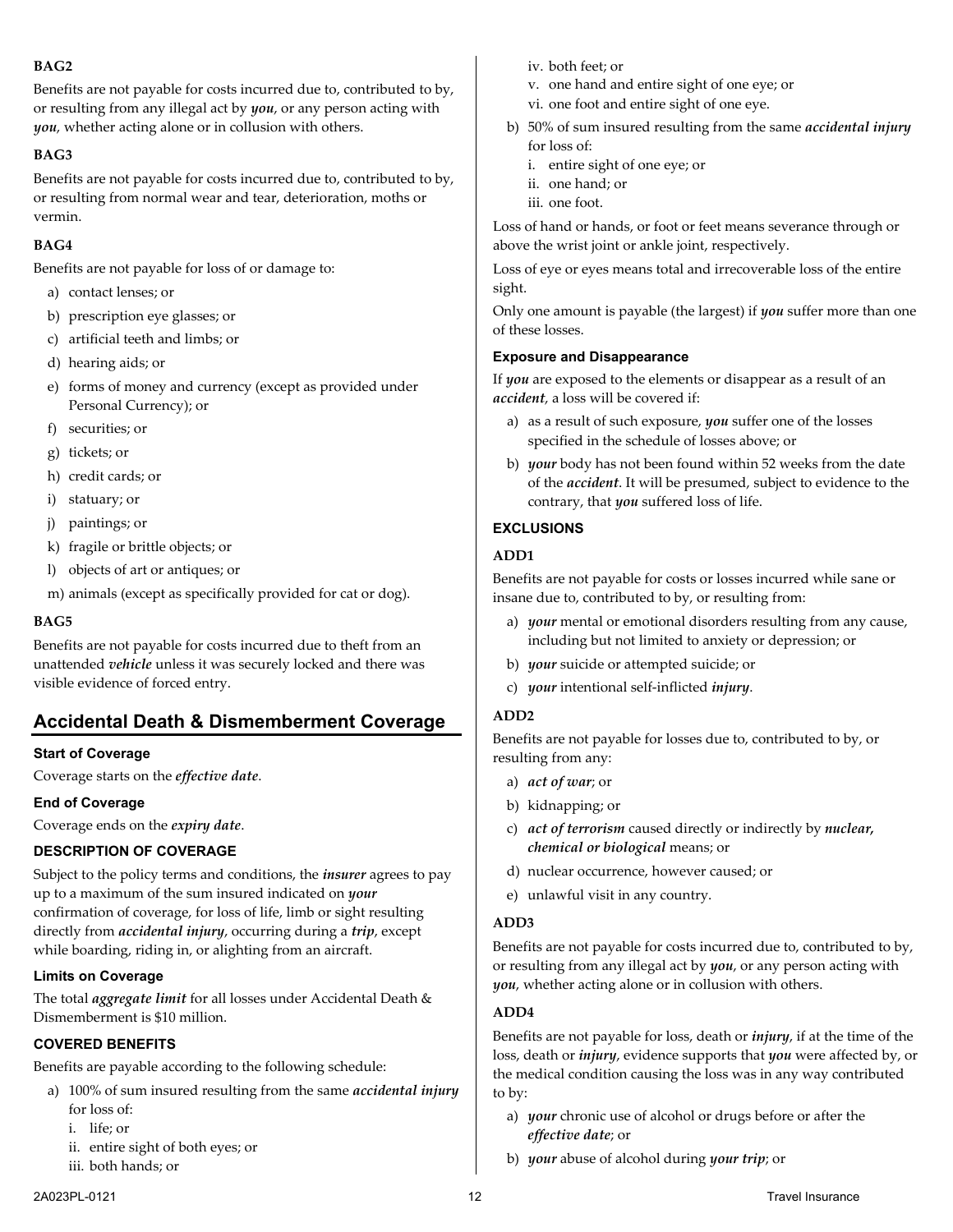**BAG2**

Benefits are not payable for costs incurred due to, contributed to by, or resulting from any illegal act by ***you***, or any person acting with ***you***, whether acting alone or in collusion with others.

**BAG3**

Benefits are not payable for costs incurred due to, contributed to by, or resulting from normal wear and tear, deterioration, moths or vermin.

**BAG4**

Benefits are not payable for loss of or damage to:

a) contact lenses; or
b) prescription eye glasses; or
c) artificial teeth and limbs; or
d) hearing aids; or
e) forms of money and currency (except as provided under Personal Currency); or
f) securities; or
g) tickets; or
h) credit cards; or
i) statuary; or
j) paintings; or
k) fragile or brittle objects; or
l) objects of art or antiques; or
m) animals (except as specifically provided for cat or dog).

**BAG5**

Benefits are not payable for costs incurred due to theft from an unattended ***vehicle*** unless it was securely locked and there was visible evidence of forced entry.

## Accidental Death & Dismemberment Coverage

### Start of Coverage

Coverage starts on the ***effective date***.

### End of Coverage

Coverage ends on the ***expiry date***.

### DESCRIPTION OF COVERAGE

Subject to the policy terms and conditions, the ***insurer*** agrees to pay up to a maximum of the sum insured indicated on ***your*** confirmation of coverage, for loss of life, limb or sight resulting directly from ***accidental injury***, occurring during a ***trip***, except while boarding, riding in, or alighting from an aircraft.

### Limits on Coverage

The total ***aggregate limit*** for all losses under Accidental Death & Dismemberment is $10 million.

### COVERED BENEFITS

Benefits are payable according to the following schedule:

a) 100% of sum insured resulting from the same ***accidental injury*** for loss of:
   i. life; or
   ii. entire sight of both eyes; or
   iii. both hands; or
   iv. both feet; or
   v. one hand and entire sight of one eye; or
   vi. one foot and entire sight of one eye.
b) 50% of sum insured resulting from the same ***accidental injury*** for loss of:
   i. entire sight of one eye; or
   ii. one hand; or
   iii. one foot.

Loss of hand or hands, or foot or feet means severance through or above the wrist joint or ankle joint, respectively.

Loss of eye or eyes means total and irrecoverable loss of the entire sight.

Only one amount is payable (the largest) if ***you*** suffer more than one of these losses.

### Exposure and Disappearance

If ***you*** are exposed to the elements or disappear as a result of an ***accident***, a loss will be covered if:

a) as a result of such exposure, ***you*** suffer one of the losses specified in the schedule of losses above; or
b) ***your*** body has not been found within 52 weeks from the date of the ***accident***. It will be presumed, subject to evidence to the contrary, that ***you*** suffered loss of life.

### EXCLUSIONS

**ADD1**

Benefits are not payable for costs or losses incurred while sane or insane due to, contributed to by, or resulting from:

a) ***your*** mental or emotional disorders resulting from any cause, including but not limited to anxiety or depression; or
b) ***your*** suicide or attempted suicide; or
c) ***your*** intentional self-inflicted ***injury***.

**ADD2**

Benefits are not payable for losses due to, contributed to by, or resulting from any:

a) ***act of war***; or
b) kidnapping; or
c) ***act of terrorism*** caused directly or indirectly by ***nuclear, chemical or biological*** means; or
d) nuclear occurrence, however caused; or
e) unlawful visit in any country.

**ADD3**

Benefits are not payable for costs incurred due to, contributed to by, or resulting from any illegal act by ***you***, or any person acting with ***you***, whether acting alone or in collusion with others.

**ADD4**

Benefits are not payable for loss, death or ***injury***, if at the time of the loss, death or ***injury***, evidence supports that ***you*** were affected by, or the medical condition causing the loss was in any way contributed to by:

a) ***your*** chronic use of alcohol or drugs before or after the ***effective date***; or
b) ***your*** abuse of alcohol during ***your trip***; or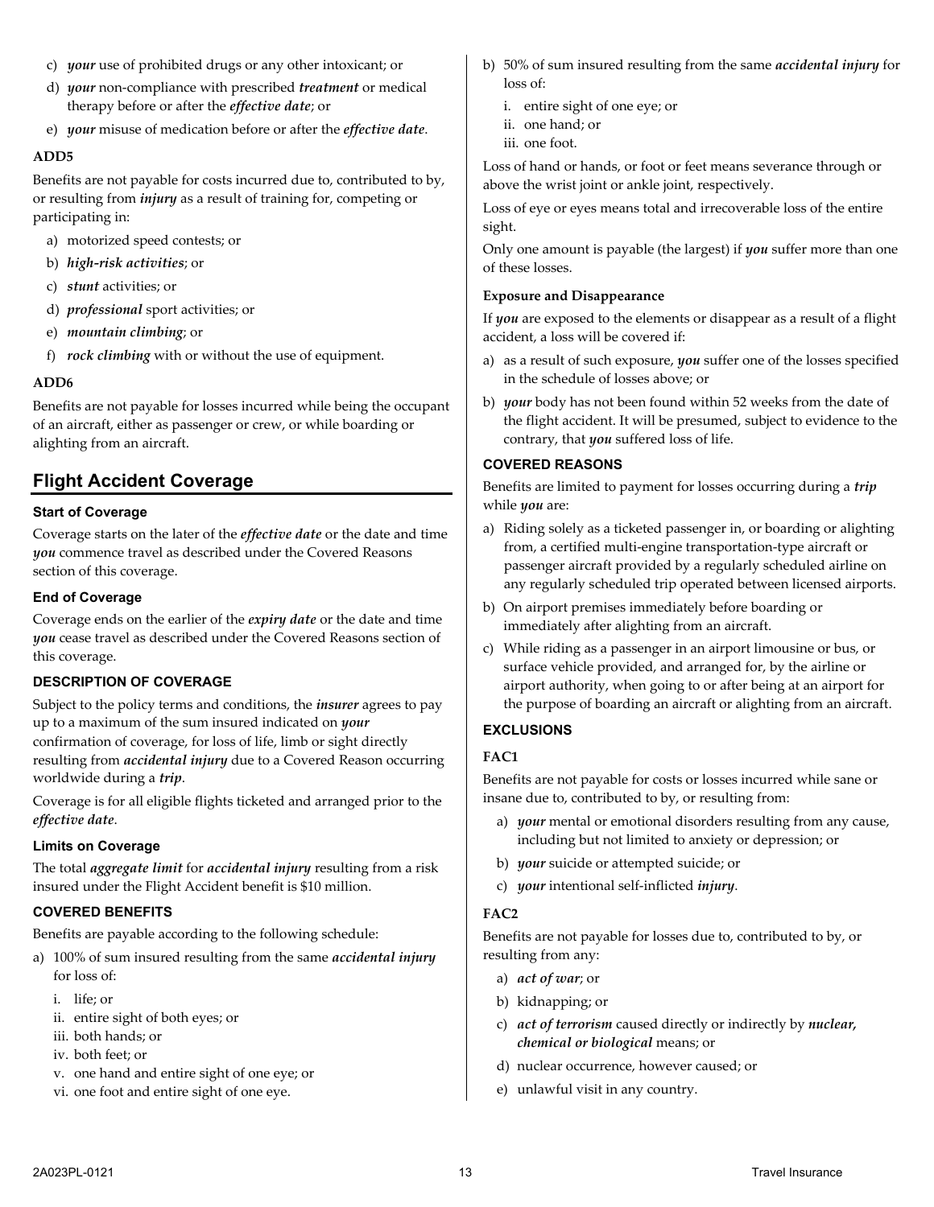c) ***your*** use of prohibited drugs or any other intoxicant; or
d) ***your*** non-compliance with prescribed ***treatment*** or medical therapy before or after the ***effective date***; or
e) ***your*** misuse of medication before or after the ***effective date***.

**ADD5**

Benefits are not payable for costs incurred due to, contributed to by, or resulting from ***injury*** as a result of training for, competing or participating in:

a) motorized speed contests; or
b) ***high-risk activities***; or
c) ***stunt*** activities; or
d) ***professional*** sport activities; or
e) ***mountain climbing***; or
f) ***rock climbing*** with or without the use of equipment.

**ADD6**

Benefits are not payable for losses incurred while being the occupant of an aircraft, either as passenger or crew, or while boarding or alighting from an aircraft.

## Flight Accident Coverage

### Start of Coverage

Coverage starts on the later of the ***effective date*** or the date and time ***you*** commence travel as described under the Covered Reasons section of this coverage.

### End of Coverage

Coverage ends on the earlier of the ***expiry date*** or the date and time ***you*** cease travel as described under the Covered Reasons section of this coverage.

### DESCRIPTION OF COVERAGE

Subject to the policy terms and conditions, the ***insurer*** agrees to pay up to a maximum of the sum insured indicated on ***your*** confirmation of coverage, for loss of life, limb or sight directly resulting from ***accidental injury*** due to a Covered Reason occurring worldwide during a ***trip***.

Coverage is for all eligible flights ticketed and arranged prior to the ***effective date***.

### Limits on Coverage

The total ***aggregate limit*** for ***accidental injury*** resulting from a risk insured under the Flight Accident benefit is $10 million.

### COVERED BENEFITS

Benefits are payable according to the following schedule:

a) 100% of sum insured resulting from the same ***accidental injury*** for loss of:
   i. life; or
   ii. entire sight of both eyes; or
   iii. both hands; or
   iv. both feet; or
   v. one hand and entire sight of one eye; or
   vi. one foot and entire sight of one eye.
b) 50% of sum insured resulting from the same ***accidental injury*** for loss of:
   i. entire sight of one eye; or
   ii. one hand; or
   iii. one foot.

Loss of hand or hands, or foot or feet means severance through or above the wrist joint or ankle joint, respectively.

Loss of eye or eyes means total and irrecoverable loss of the entire sight.

Only one amount is payable (the largest) if ***you*** suffer more than one of these losses.

**Exposure and Disappearance**

If ***you*** are exposed to the elements or disappear as a result of a flight accident, a loss will be covered if:

a) as a result of such exposure, ***you*** suffer one of the losses specified in the schedule of losses above; or
b) ***your*** body has not been found within 52 weeks from the date of the flight accident. It will be presumed, subject to evidence to the contrary, that ***you*** suffered loss of life.

### COVERED REASONS

Benefits are limited to payment for losses occurring during a ***trip*** while ***you*** are:

a) Riding solely as a ticketed passenger in, or boarding or alighting from, a certified multi-engine transportation-type aircraft or passenger aircraft provided by a regularly scheduled airline on any regularly scheduled trip operated between licensed airports.
b) On airport premises immediately before boarding or immediately after alighting from an aircraft.
c) While riding as a passenger in an airport limousine or bus, or surface vehicle provided, and arranged for, by the airline or airport authority, when going to or after being at an airport for the purpose of boarding an aircraft or alighting from an aircraft.

### EXCLUSIONS

**FAC1**

Benefits are not payable for costs or losses incurred while sane or insane due to, contributed to by, or resulting from:

a) ***your*** mental or emotional disorders resulting from any cause, including but not limited to anxiety or depression; or
b) ***your*** suicide or attempted suicide; or
c) ***your*** intentional self-inflicted ***injury***.

**FAC2**

Benefits are not payable for losses due to, contributed to by, or resulting from any:

a) ***act of war***; or
b) kidnapping; or
c) ***act of terrorism*** caused directly or indirectly by ***nuclear, chemical or biological*** means; or
d) nuclear occurrence, however caused; or
e) unlawful visit in any country.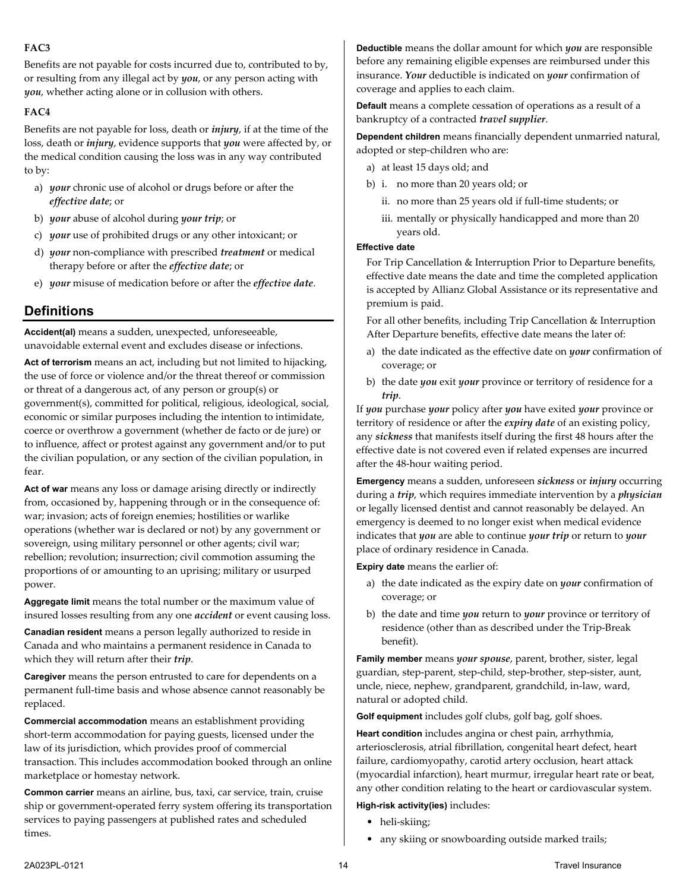**FAC3**

Benefits are not payable for costs incurred due to, contributed to by, or resulting from any illegal act by ***you***, or any person acting with ***you***, whether acting alone or in collusion with others.

**FAC4**

Benefits are not payable for loss, death or ***injury***, if at the time of the loss, death or ***injury***, evidence supports that ***you*** were affected by, or the medical condition causing the loss was in any way contributed to by:

a) ***your*** chronic use of alcohol or drugs before or after the ***effective date***; or
b) ***your*** abuse of alcohol during ***your trip***; or
c) ***your*** use of prohibited drugs or any other intoxicant; or
d) ***your*** non-compliance with prescribed ***treatment*** or medical therapy before or after the ***effective date***; or
e) ***your*** misuse of medication before or after the ***effective date***.

## Definitions

**Accident(al)** means a sudden, unexpected, unforeseeable, unavoidable external event and excludes disease or infections.

**Act of terrorism** means an act, including but not limited to hijacking, the use of force or violence and/or the threat thereof or commission or threat of a dangerous act, of any person or group(s) or government(s), committed for political, religious, ideological, social, economic or similar purposes including the intention to intimidate, coerce or overthrow a government (whether de facto or de jure) or to influence, affect or protest against any government and/or to put the civilian population, or any section of the civilian population, in fear.

**Act of war** means any loss or damage arising directly or indirectly from, occasioned by, happening through or in the consequence of: war; invasion; acts of foreign enemies; hostilities or warlike operations (whether war is declared or not) by any government or sovereign, using military personnel or other agents; civil war; rebellion; revolution; insurrection; civil commotion assuming the proportions of or amounting to an uprising; military or usurped power.

**Aggregate limit** means the total number or the maximum value of insured losses resulting from any one ***accident*** or event causing loss.

**Canadian resident** means a person legally authorized to reside in Canada and who maintains a permanent residence in Canada to which they will return after their ***trip***.

**Caregiver** means the person entrusted to care for dependents on a permanent full-time basis and whose absence cannot reasonably be replaced.

**Commercial accommodation** means an establishment providing short-term accommodation for paying guests, licensed under the law of its jurisdiction, which provides proof of commercial transaction. This includes accommodation booked through an online marketplace or homestay network.

**Common carrier** means an airline, bus, taxi, car service, train, cruise ship or government-operated ferry system offering its transportation services to paying passengers at published rates and scheduled times.

**Deductible** means the dollar amount for which ***you*** are responsible before any remaining eligible expenses are reimbursed under this insurance. ***Your*** deductible is indicated on ***your*** confirmation of coverage and applies to each claim.

**Default** means a complete cessation of operations as a result of a bankruptcy of a contracted ***travel supplier***.

**Dependent children** means financially dependent unmarried natural, adopted or step-children who are:

a) at least 15 days old; and
b) i. no more than 20 years old; or
   ii. no more than 25 years old if full-time students; or
   iii. mentally or physically handicapped and more than 20 years old.

**Effective date**

For Trip Cancellation & Interruption Prior to Departure benefits, effective date means the date and time the completed application is accepted by Allianz Global Assistance or its representative and premium is paid.

For all other benefits, including Trip Cancellation & Interruption After Departure benefits, effective date means the later of:

a) the date indicated as the effective date on ***your*** confirmation of coverage; or
b) the date ***you*** exit ***your*** province or territory of residence for a ***trip***.

If ***you*** purchase ***your*** policy after ***you*** have exited ***your*** province or territory of residence or after the ***expiry date*** of an existing policy, any ***sickness*** that manifests itself during the first 48 hours after the effective date is not covered even if related expenses are incurred after the 48-hour waiting period.

**Emergency** means a sudden, unforeseen ***sickness*** or ***injury*** occurring during a ***trip***, which requires immediate intervention by a ***physician*** or legally licensed dentist and cannot reasonably be delayed. An emergency is deemed to no longer exist when medical evidence indicates that ***you*** are able to continue ***your trip*** or return to ***your*** place of ordinary residence in Canada.

**Expiry date** means the earlier of:

a) the date indicated as the expiry date on ***your*** confirmation of coverage; or
b) the date and time ***you*** return to ***your*** province or territory of residence (other than as described under the Trip-Break benefit).

**Family member** means ***your spouse***, parent, brother, sister, legal guardian, step-parent, step-child, step-brother, step-sister, aunt, uncle, niece, nephew, grandparent, grandchild, in-law, ward, natural or adopted child.

**Golf equipment** includes golf clubs, golf bag, golf shoes.

**Heart condition** includes angina or chest pain, arrhythmia, arteriosclerosis, atrial fibrillation, congenital heart defect, heart failure, cardiomyopathy, carotid artery occlusion, heart attack (myocardial infarction), heart murmur, irregular heart rate or beat, any other condition relating to the heart or cardiovascular system.

**High-risk activity(ies)** includes:

- heli-skiing;
- any skiing or snowboarding outside marked trails;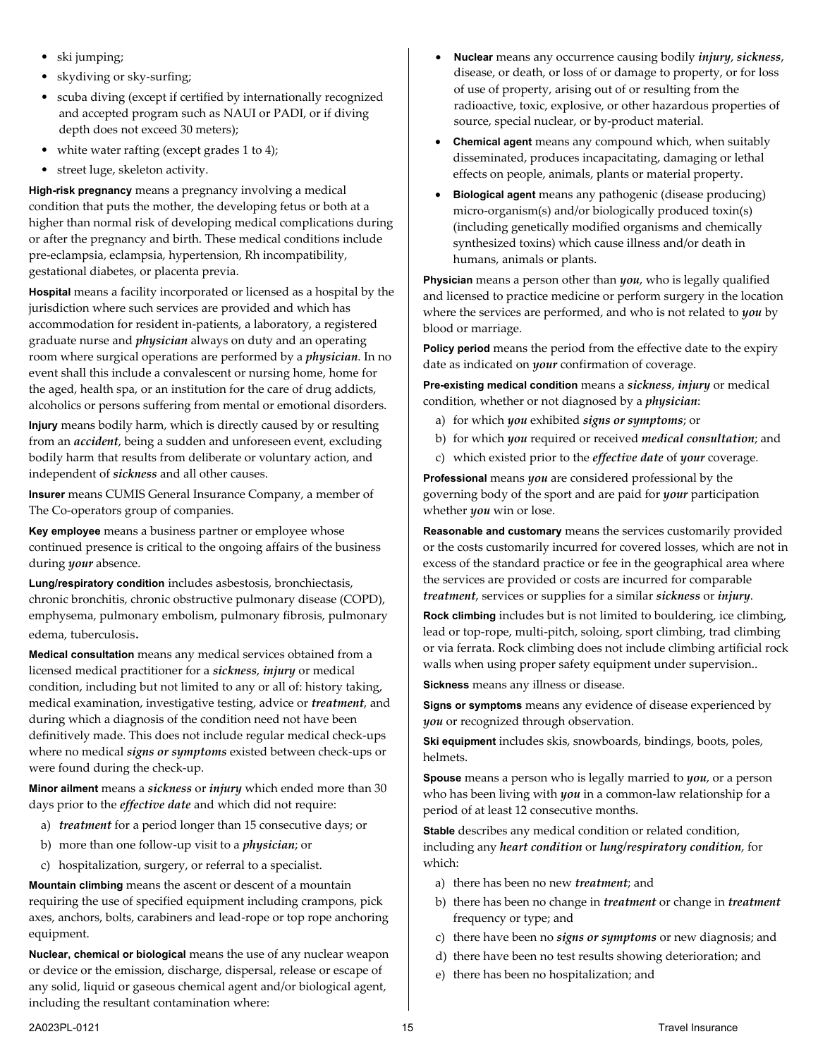- ski jumping;
- skydiving or sky-surfing;
- scuba diving (except if certified by internationally recognized and accepted program such as NAUI or PADI, or if diving depth does not exceed 30 meters);
- white water rafting (except grades 1 to 4);
- street luge, skeleton activity.

**High-risk pregnancy** means a pregnancy involving a medical condition that puts the mother, the developing fetus or both at a higher than normal risk of developing medical complications during or after the pregnancy and birth. These medical conditions include pre-eclampsia, eclampsia, hypertension, Rh incompatibility, gestational diabetes, or placenta previa.

**Hospital** means a facility incorporated or licensed as a hospital by the jurisdiction where such services are provided and which has accommodation for resident in-patients, a laboratory, a registered graduate nurse and ***physician*** always on duty and an operating room where surgical operations are performed by a ***physician***. In no event shall this include a convalescent or nursing home, home for the aged, health spa, or an institution for the care of drug addicts, alcoholics or persons suffering from mental or emotional disorders.

**Injury** means bodily harm, which is directly caused by or resulting from an ***accident***, being a sudden and unforeseen event, excluding bodily harm that results from deliberate or voluntary action, and independent of ***sickness*** and all other causes.

**Insurer** means CUMIS General Insurance Company, a member of The Co-operators group of companies.

**Key employee** means a business partner or employee whose continued presence is critical to the ongoing affairs of the business during ***your*** absence.

**Lung/respiratory condition** includes asbestosis, bronchiectasis, chronic bronchitis, chronic obstructive pulmonary disease (COPD), emphysema, pulmonary embolism, pulmonary fibrosis, pulmonary edema, tuberculosis.

**Medical consultation** means any medical services obtained from a licensed medical practitioner for a ***sickness***, ***injury*** or medical condition, including but not limited to any or all of: history taking, medical examination, investigative testing, advice or ***treatment***, and during which a diagnosis of the condition need not have been definitively made. This does not include regular medical check-ups where no medical ***signs or symptoms*** existed between check-ups or were found during the check-up.

**Minor ailment** means a ***sickness*** or ***injury*** which ended more than 30 days prior to the ***effective date*** and which did not require:

a) ***treatment*** for a period longer than 15 consecutive days; or
b) more than one follow-up visit to a ***physician***; or
c) hospitalization, surgery, or referral to a specialist.

**Mountain climbing** means the ascent or descent of a mountain requiring the use of specified equipment including crampons, pick axes, anchors, bolts, carabiners and lead-rope or top rope anchoring equipment.

**Nuclear, chemical or biological** means the use of any nuclear weapon or device or the emission, discharge, dispersal, release or escape of any solid, liquid or gaseous chemical agent and/or biological agent, including the resultant contamination where:

- **Nuclear** means any occurrence causing bodily ***injury***, ***sickness***, disease, or death, or loss of or damage to property, or for loss of use of property, arising out of or resulting from the radioactive, toxic, explosive, or other hazardous properties of source, special nuclear, or by-product material.
- **Chemical agent** means any compound which, when suitably disseminated, produces incapacitating, damaging or lethal effects on people, animals, plants or material property.
- **Biological agent** means any pathogenic (disease producing) micro-organism(s) and/or biologically produced toxin(s) (including genetically modified organisms and chemically synthesized toxins) which cause illness and/or death in humans, animals or plants.

**Physician** means a person other than ***you***, who is legally qualified and licensed to practice medicine or perform surgery in the location where the services are performed, and who is not related to ***you*** by blood or marriage.

**Policy period** means the period from the effective date to the expiry date as indicated on ***your*** confirmation of coverage.

**Pre-existing medical condition** means a ***sickness***, ***injury*** or medical condition, whether or not diagnosed by a ***physician***:

a) for which ***you*** exhibited ***signs or symptoms***; or
b) for which ***you*** required or received ***medical consultation***; and
c) which existed prior to the ***effective date*** of ***your*** coverage.

**Professional** means ***you*** are considered professional by the governing body of the sport and are paid for ***your*** participation whether ***you*** win or lose.

**Reasonable and customary** means the services customarily provided or the costs customarily incurred for covered losses, which are not in excess of the standard practice or fee in the geographical area where the services are provided or costs are incurred for comparable ***treatment***, services or supplies for a similar ***sickness*** or ***injury***.

**Rock climbing** includes but is not limited to bouldering, ice climbing, lead or top-rope, multi-pitch, soloing, sport climbing, trad climbing or via ferrata. Rock climbing does not include climbing artificial rock walls when using proper safety equipment under supervision..

**Sickness** means any illness or disease.

**Signs or symptoms** means any evidence of disease experienced by ***you*** or recognized through observation.

**Ski equipment** includes skis, snowboards, bindings, boots, poles, helmets.

**Spouse** means a person who is legally married to ***you***, or a person who has been living with ***you*** in a common-law relationship for a period of at least 12 consecutive months.

**Stable** describes any medical condition or related condition, including any ***heart condition*** or ***lung/respiratory condition***, for which:

a) there has been no new ***treatment***; and
b) there has been no change in ***treatment*** or change in ***treatment*** frequency or type; and
c) there have been no ***signs or symptoms*** or new diagnosis; and
d) there have been no test results showing deterioration; and
e) there has been no hospitalization; and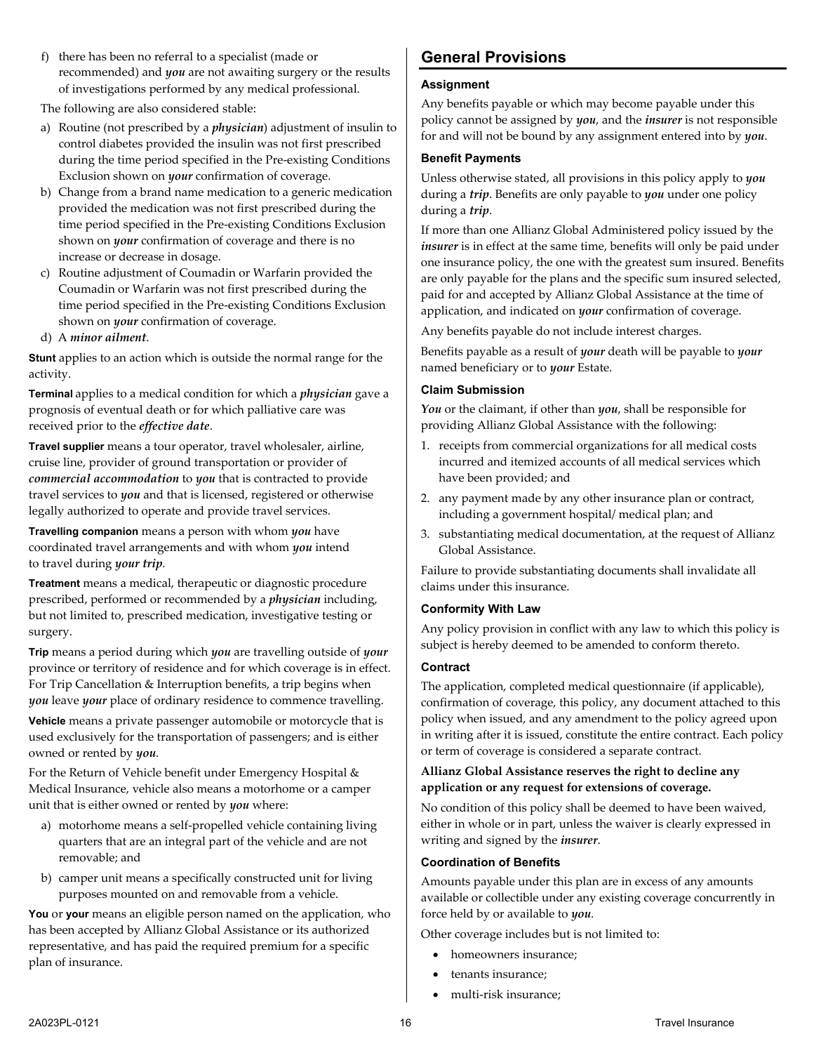f) there has been no referral to a specialist (made or recommended) and ***you*** are not awaiting surgery or the results of investigations performed by any medical professional.

The following are also considered stable:

a) Routine (not prescribed by a ***physician***) adjustment of insulin to control diabetes provided the insulin was not first prescribed during the time period specified in the Pre-existing Conditions Exclusion shown on ***your*** confirmation of coverage.
b) Change from a brand name medication to a generic medication provided the medication was not first prescribed during the time period specified in the Pre-existing Conditions Exclusion shown on ***your*** confirmation of coverage and there is no increase or decrease in dosage.
c) Routine adjustment of Coumadin or Warfarin provided the Coumadin or Warfarin was not first prescribed during the time period specified in the Pre-existing Conditions Exclusion shown on ***your*** confirmation of coverage.
d) A ***minor ailment***.

**Stunt** applies to an action which is outside the normal range for the activity.

**Terminal** applies to a medical condition for which a ***physician*** gave a prognosis of eventual death or for which palliative care was received prior to the ***effective date***.

**Travel supplier** means a tour operator, travel wholesaler, airline, cruise line, provider of ground transportation or provider of ***commercial accommodation*** to ***you*** that is contracted to provide travel services to ***you*** and that is licensed, registered or otherwise legally authorized to operate and provide travel services.

**Travelling companion** means a person with whom ***you*** have coordinated travel arrangements and with whom ***you*** intend to travel during ***your trip***.

**Treatment** means a medical, therapeutic or diagnostic procedure prescribed, performed or recommended by a ***physician*** including, but not limited to, prescribed medication, investigative testing or surgery.

**Trip** means a period during which ***you*** are travelling outside of ***your*** province or territory of residence and for which coverage is in effect. For Trip Cancellation & Interruption benefits, a trip begins when ***you*** leave ***your*** place of ordinary residence to commence travelling.

**Vehicle** means a private passenger automobile or motorcycle that is used exclusively for the transportation of passengers; and is either owned or rented by ***you***.

For the Return of Vehicle benefit under Emergency Hospital & Medical Insurance, vehicle also means a motorhome or a camper unit that is either owned or rented by ***you*** where:

a) motorhome means a self-propelled vehicle containing living quarters that are an integral part of the vehicle and are not removable; and
b) camper unit means a specifically constructed unit for living purposes mounted on and removable from a vehicle.

**You** or **your** means an eligible person named on the application, who has been accepted by Allianz Global Assistance or its authorized representative, and has paid the required premium for a specific plan of insurance.

## General Provisions

### Assignment

Any benefits payable or which may become payable under this policy cannot be assigned by ***you***, and the ***insurer*** is not responsible for and will not be bound by any assignment entered into by ***you***.

### Benefit Payments

Unless otherwise stated, all provisions in this policy apply to ***you*** during a ***trip***. Benefits are only payable to ***you*** under one policy during a ***trip***.

If more than one Allianz Global Administered policy issued by the ***insurer*** is in effect at the same time, benefits will only be paid under one insurance policy, the one with the greatest sum insured. Benefits are only payable for the plans and the specific sum insured selected, paid for and accepted by Allianz Global Assistance at the time of application, and indicated on ***your*** confirmation of coverage.

Any benefits payable do not include interest charges.

Benefits payable as a result of ***your*** death will be payable to ***your*** named beneficiary or to ***your*** Estate.

### Claim Submission

***You*** or the claimant, if other than ***you***, shall be responsible for providing Allianz Global Assistance with the following:

1. receipts from commercial organizations for all medical costs incurred and itemized accounts of all medical services which have been provided; and
2. any payment made by any other insurance plan or contract, including a government hospital/ medical plan; and
3. substantiating medical documentation, at the request of Allianz Global Assistance.

Failure to provide substantiating documents shall invalidate all claims under this insurance.

### Conformity With Law

Any policy provision in conflict with any law to which this policy is subject is hereby deemed to be amended to conform thereto.

### Contract

The application, completed medical questionnaire (if applicable), confirmation of coverage, this policy, any document attached to this policy when issued, and any amendment to the policy agreed upon in writing after it is issued, constitute the entire contract. Each policy or term of coverage is considered a separate contract.

**Allianz Global Assistance reserves the right to decline any application or any request for extensions of coverage.**

No condition of this policy shall be deemed to have been waived, either in whole or in part, unless the waiver is clearly expressed in writing and signed by the ***insurer***.

### Coordination of Benefits

Amounts payable under this plan are in excess of any amounts available or collectible under any existing coverage concurrently in force held by or available to ***you***.

Other coverage includes but is not limited to:

- homeowners insurance;
- tenants insurance;
- multi-risk insurance;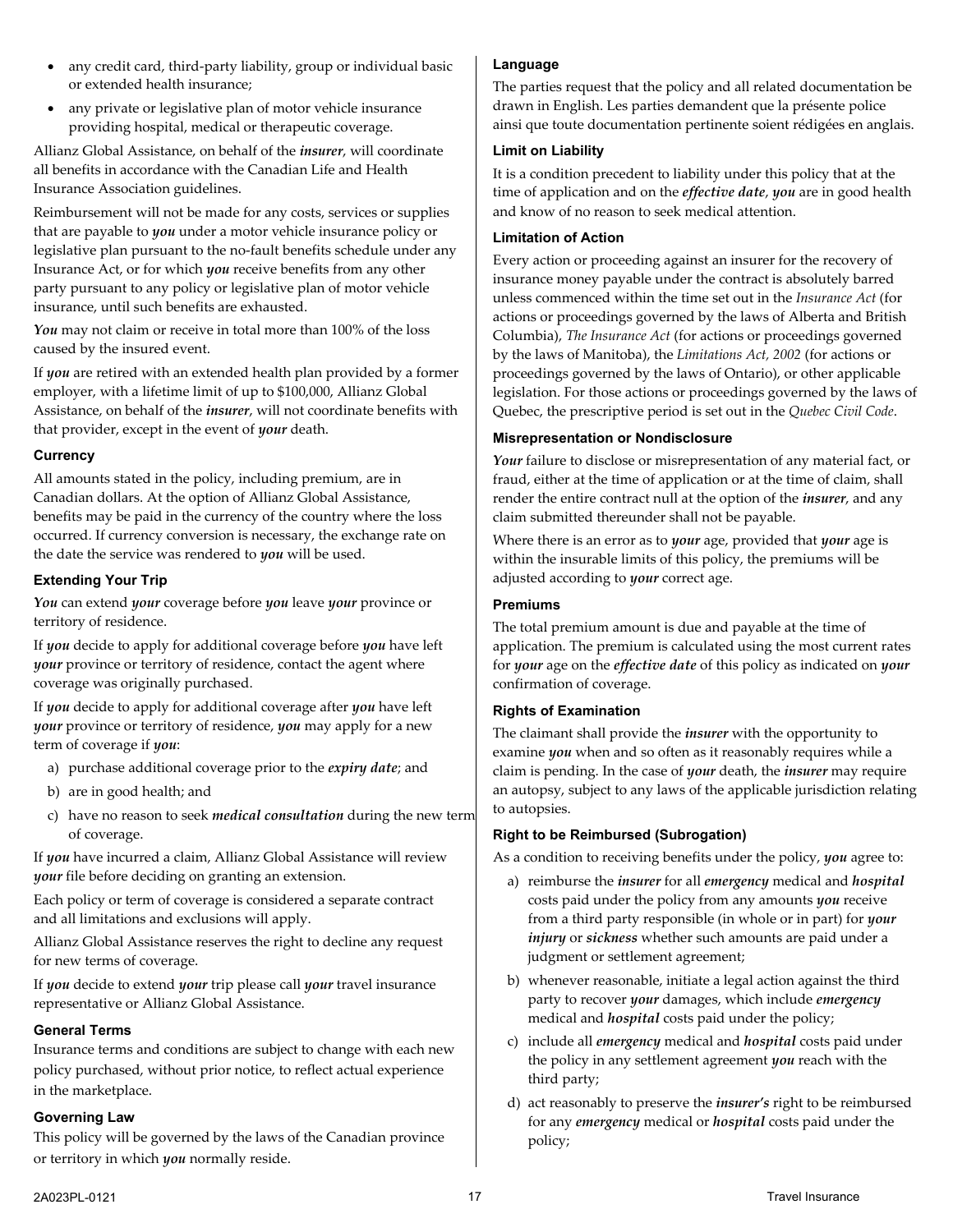- any credit card, third-party liability, group or individual basic or extended health insurance;
- any private or legislative plan of motor vehicle insurance providing hospital, medical or therapeutic coverage.

Allianz Global Assistance, on behalf of the ***insurer***, will coordinate all benefits in accordance with the Canadian Life and Health Insurance Association guidelines.

Reimbursement will not be made for any costs, services or supplies that are payable to ***you*** under a motor vehicle insurance policy or legislative plan pursuant to the no-fault benefits schedule under any Insurance Act, or for which ***you*** receive benefits from any other party pursuant to any policy or legislative plan of motor vehicle insurance, until such benefits are exhausted.

***You*** may not claim or receive in total more than 100% of the loss caused by the insured event.

If ***you*** are retired with an extended health plan provided by a former employer, with a lifetime limit of up to $100,000, Allianz Global Assistance, on behalf of the ***insurer***, will not coordinate benefits with that provider, except in the event of ***your*** death.

### Currency

All amounts stated in the policy, including premium, are in Canadian dollars. At the option of Allianz Global Assistance, benefits may be paid in the currency of the country where the loss occurred. If currency conversion is necessary, the exchange rate on the date the service was rendered to ***you*** will be used.

### Extending Your Trip

***You*** can extend ***your*** coverage before ***you*** leave ***your*** province or territory of residence.

If ***you*** decide to apply for additional coverage before ***you*** have left ***your*** province or territory of residence, contact the agent where coverage was originally purchased.

If ***you*** decide to apply for additional coverage after ***you*** have left ***your*** province or territory of residence, ***you*** may apply for a new term of coverage if ***you***:

a) purchase additional coverage prior to the ***expiry date***; and
b) are in good health; and
c) have no reason to seek ***medical consultation*** during the new term of coverage.

If ***you*** have incurred a claim, Allianz Global Assistance will review ***your*** file before deciding on granting an extension.

Each policy or term of coverage is considered a separate contract and all limitations and exclusions will apply.

Allianz Global Assistance reserves the right to decline any request for new terms of coverage.

If ***you*** decide to extend ***your*** trip please call ***your*** travel insurance representative or Allianz Global Assistance.

### General Terms

Insurance terms and conditions are subject to change with each new policy purchased, without prior notice, to reflect actual experience in the marketplace.

### Governing Law

This policy will be governed by the laws of the Canadian province or territory in which ***you*** normally reside.

### Language

The parties request that the policy and all related documentation be drawn in English. Les parties demandent que la présente police ainsi que toute documentation pertinente soient rédigées en anglais.

### Limit on Liability

It is a condition precedent to liability under this policy that at the time of application and on the ***effective date***, ***you*** are in good health and know of no reason to seek medical attention.

### Limitation of Action

Every action or proceeding against an insurer for the recovery of insurance money payable under the contract is absolutely barred unless commenced within the time set out in the *Insurance Act* (for actions or proceedings governed by the laws of Alberta and British Columbia), *The Insurance Act* (for actions or proceedings governed by the laws of Manitoba), the *Limitations Act, 2002* (for actions or proceedings governed by the laws of Ontario), or other applicable legislation. For those actions or proceedings governed by the laws of Quebec, the prescriptive period is set out in the *Quebec Civil Code*.

### Misrepresentation or Nondisclosure

***Your*** failure to disclose or misrepresentation of any material fact, or fraud, either at the time of application or at the time of claim, shall render the entire contract null at the option of the ***insurer***, and any claim submitted thereunder shall not be payable.

Where there is an error as to ***your*** age, provided that ***your*** age is within the insurable limits of this policy, the premiums will be adjusted according to ***your*** correct age.

### Premiums

The total premium amount is due and payable at the time of application. The premium is calculated using the most current rates for ***your*** age on the ***effective date*** of this policy as indicated on ***your*** confirmation of coverage.

### Rights of Examination

The claimant shall provide the ***insurer*** with the opportunity to examine ***you*** when and so often as it reasonably requires while a claim is pending. In the case of ***your*** death, the ***insurer*** may require an autopsy, subject to any laws of the applicable jurisdiction relating to autopsies.

### Right to be Reimbursed (Subrogation)

As a condition to receiving benefits under the policy, ***you*** agree to:

a) reimburse the ***insurer*** for all ***emergency*** medical and ***hospital*** costs paid under the policy from any amounts ***you*** receive from a third party responsible (in whole or in part) for ***your injury*** or ***sickness*** whether such amounts are paid under a judgment or settlement agreement;
b) whenever reasonable, initiate a legal action against the third party to recover ***your*** damages, which include ***emergency*** medical and ***hospital*** costs paid under the policy;
c) include all ***emergency*** medical and ***hospital*** costs paid under the policy in any settlement agreement ***you*** reach with the third party;
d) act reasonably to preserve the ***insurer's*** right to be reimbursed for any ***emergency*** medical or ***hospital*** costs paid under the policy;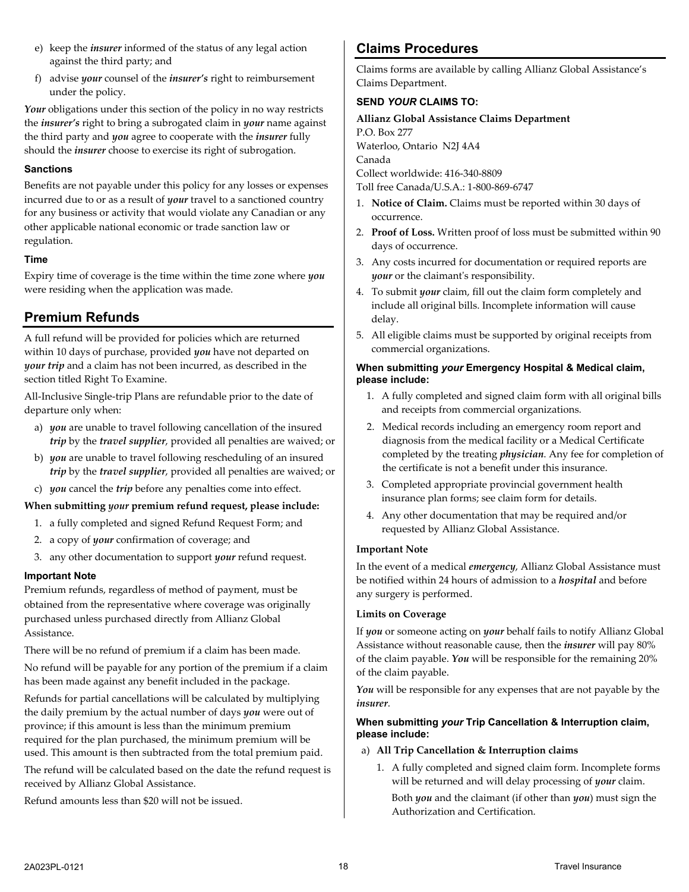e) keep the ***insurer*** informed of the status of any legal action against the third party; and
f) advise ***your*** counsel of the ***insurer's*** right to reimbursement under the policy.

***Your*** obligations under this section of the policy in no way restricts the ***insurer's*** right to bring a subrogated claim in ***your*** name against the third party and ***you*** agree to cooperate with the ***insurer*** fully should the ***insurer*** choose to exercise its right of subrogation.

### Sanctions

Benefits are not payable under this policy for any losses or expenses incurred due to or as a result of ***your*** travel to a sanctioned country for any business or activity that would violate any Canadian or any other applicable national economic or trade sanction law or regulation.

### Time

Expiry time of coverage is the time within the time zone where ***you*** were residing when the application was made.

## Premium Refunds

A full refund will be provided for policies which are returned within 10 days of purchase, provided ***you*** have not departed on ***your trip*** and a claim has not been incurred, as described in the section titled Right To Examine.

All-Inclusive Single-trip Plans are refundable prior to the date of departure only when:

a) ***you*** are unable to travel following cancellation of the insured ***trip*** by the ***travel supplier***, provided all penalties are waived; or
b) ***you*** are unable to travel following rescheduling of an insured ***trip*** by the ***travel supplier***, provided all penalties are waived; or
c) ***you*** cancel the ***trip*** before any penalties come into effect.

**When submitting *your* premium refund request, please include:**

1. a fully completed and signed Refund Request Form; and
2. a copy of ***your*** confirmation of coverage; and
3. any other documentation to support ***your*** refund request.

### Important Note

Premium refunds, regardless of method of payment, must be obtained from the representative where coverage was originally purchased unless purchased directly from Allianz Global Assistance.

There will be no refund of premium if a claim has been made.

No refund will be payable for any portion of the premium if a claim has been made against any benefit included in the package.

Refunds for partial cancellations will be calculated by multiplying the daily premium by the actual number of days ***you*** were out of province; if this amount is less than the minimum premium required for the plan purchased, the minimum premium will be used. This amount is then subtracted from the total premium paid.

The refund will be calculated based on the date the refund request is received by Allianz Global Assistance.

Refund amounts less than $20 will not be issued.

## Claims Procedures

Claims forms are available by calling Allianz Global Assistance's Claims Department.

### SEND *YOUR* CLAIMS TO:

**Allianz Global Assistance Claims Department**
P.O. Box 277
Waterloo, Ontario N2J 4A4
Canada
Collect worldwide: 416-340-8809
Toll free Canada/U.S.A.: 1-800-869-6747

1. **Notice of Claim.** Claims must be reported within 30 days of occurrence.
2. **Proof of Loss.** Written proof of loss must be submitted within 90 days of occurrence.
3. Any costs incurred for documentation or required reports are ***your*** or the claimant's responsibility.
4. To submit ***your*** claim, fill out the claim form completely and include all original bills. Incomplete information will cause delay.
5. All eligible claims must be supported by original receipts from commercial organizations.

### When submitting *your* Emergency Hospital & Medical claim, please include:

1. A fully completed and signed claim form with all original bills and receipts from commercial organizations.
2. Medical records including an emergency room report and diagnosis from the medical facility or a Medical Certificate completed by the treating ***physician***. Any fee for completion of the certificate is not a benefit under this insurance.
3. Completed appropriate provincial government health insurance plan forms; see claim form for details.
4. Any other documentation that may be required and/or requested by Allianz Global Assistance.

**Important Note**

In the event of a medical ***emergency***, Allianz Global Assistance must be notified within 24 hours of admission to a ***hospital*** and before any surgery is performed.

**Limits on Coverage**

If ***you*** or someone acting on ***your*** behalf fails to notify Allianz Global Assistance without reasonable cause, then the ***insurer*** will pay 80% of the claim payable. ***You*** will be responsible for the remaining 20% of the claim payable.

***You*** will be responsible for any expenses that are not payable by the ***insurer***.

### When submitting *your* Trip Cancellation & Interruption claim, please include:

a) **All Trip Cancellation & Interruption claims**

1. A fully completed and signed claim form. Incomplete forms will be returned and will delay processing of ***your*** claim.

   Both ***you*** and the claimant (if other than ***you***) must sign the Authorization and Certification.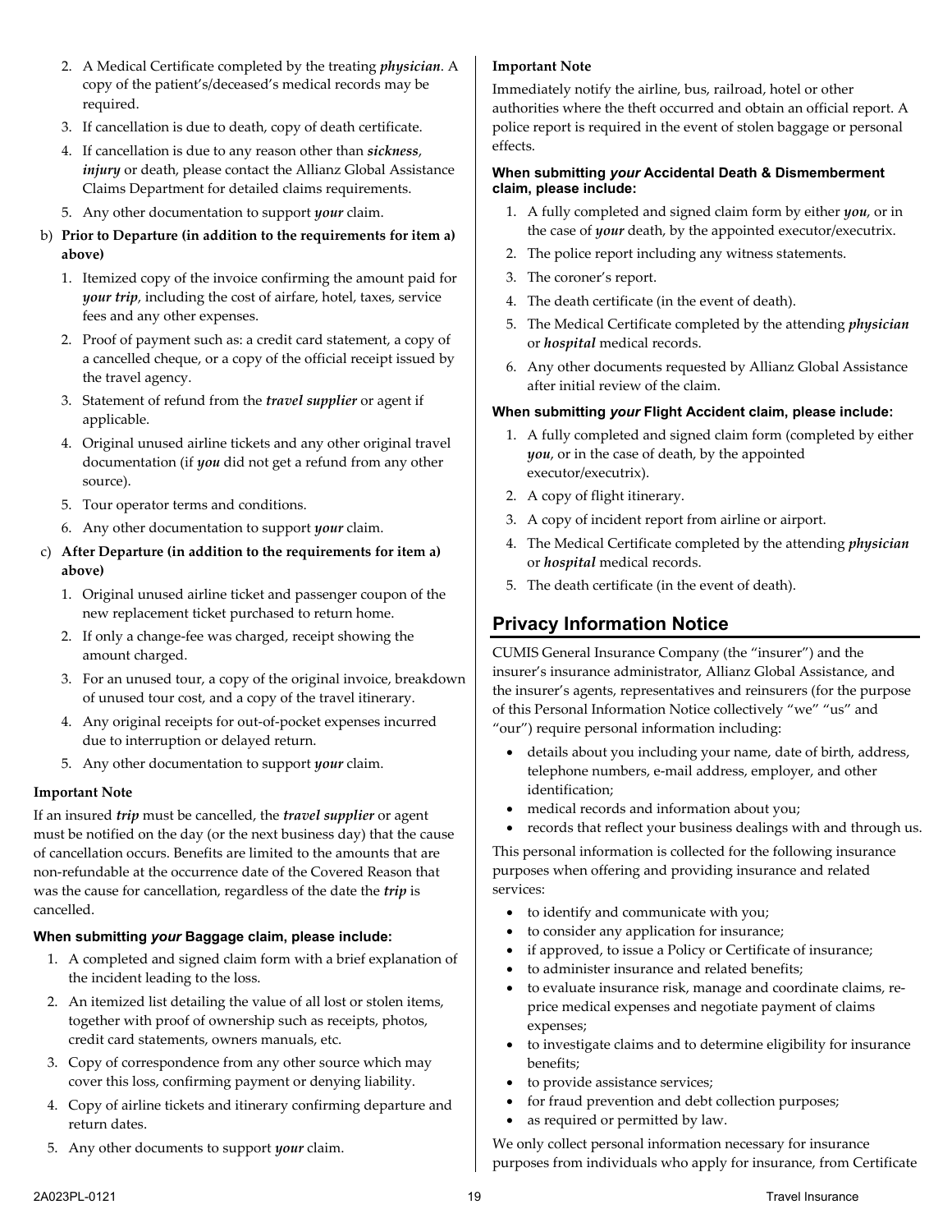2. A Medical Certificate completed by the treating ***physician***. A copy of the patient's/deceased's medical records may be required.
3. If cancellation is due to death, copy of death certificate.
4. If cancellation is due to any reason other than ***sickness***, ***injury*** or death, please contact the Allianz Global Assistance Claims Department for detailed claims requirements.
5. Any other documentation to support ***your*** claim.

b) **Prior to Departure (in addition to the requirements for item a) above)**

1. Itemized copy of the invoice confirming the amount paid for ***your trip***, including the cost of airfare, hotel, taxes, service fees and any other expenses.
2. Proof of payment such as: a credit card statement, a copy of a cancelled cheque, or a copy of the official receipt issued by the travel agency.
3. Statement of refund from the ***travel supplier*** or agent if applicable.
4. Original unused airline tickets and any other original travel documentation (if ***you*** did not get a refund from any other source).
5. Tour operator terms and conditions.
6. Any other documentation to support ***your*** claim.

c) **After Departure (in addition to the requirements for item a) above)**

1. Original unused airline ticket and passenger coupon of the new replacement ticket purchased to return home.
2. If only a change-fee was charged, receipt showing the amount charged.
3. For an unused tour, a copy of the original invoice, breakdown of unused tour cost, and a copy of the travel itinerary.
4. Any original receipts for out-of-pocket expenses incurred due to interruption or delayed return.
5. Any other documentation to support ***your*** claim.

**Important Note**

If an insured ***trip*** must be cancelled, the ***travel supplier*** or agent must be notified on the day (or the next business day) that the cause of cancellation occurs. Benefits are limited to the amounts that are non-refundable at the occurrence date of the Covered Reason that was the cause for cancellation, regardless of the date the ***trip*** is cancelled.

**When submitting *your* Baggage claim, please include:**

1. A completed and signed claim form with a brief explanation of the incident leading to the loss.
2. An itemized list detailing the value of all lost or stolen items, together with proof of ownership such as receipts, photos, credit card statements, owners manuals, etc.
3. Copy of correspondence from any other source which may cover this loss, confirming payment or denying liability.
4. Copy of airline tickets and itinerary confirming departure and return dates.
5. Any other documents to support ***your*** claim.

**Important Note**

Immediately notify the airline, bus, railroad, hotel or other authorities where the theft occurred and obtain an official report. A police report is required in the event of stolen baggage or personal effects.

**When submitting *your* Accidental Death & Dismemberment claim, please include:**

1. A fully completed and signed claim form by either ***you***, or in the case of ***your*** death, by the appointed executor/executrix.
2. The police report including any witness statements.
3. The coroner's report.
4. The death certificate (in the event of death).
5. The Medical Certificate completed by the attending ***physician*** or ***hospital*** medical records.
6. Any other documents requested by Allianz Global Assistance after initial review of the claim.

**When submitting *your* Flight Accident claim, please include:**

1. A fully completed and signed claim form (completed by either ***you***, or in the case of death, by the appointed executor/executrix).
2. A copy of flight itinerary.
3. A copy of incident report from airline or airport.
4. The Medical Certificate completed by the attending ***physician*** or ***hospital*** medical records.
5. The death certificate (in the event of death).

## Privacy Information Notice

CUMIS General Insurance Company (the "insurer") and the insurer's insurance administrator, Allianz Global Assistance, and the insurer's agents, representatives and reinsurers (for the purpose of this Personal Information Notice collectively "we" "us" and "our") require personal information including:

- details about you including your name, date of birth, address, telephone numbers, e-mail address, employer, and other identification;
- medical records and information about you;
- records that reflect your business dealings with and through us.

This personal information is collected for the following insurance purposes when offering and providing insurance and related services:

- to identify and communicate with you;
- to consider any application for insurance;
- if approved, to issue a Policy or Certificate of insurance;
- to administer insurance and related benefits;
- to evaluate insurance risk, manage and coordinate claims, re-price medical expenses and negotiate payment of claims expenses;
- to investigate claims and to determine eligibility for insurance benefits;
- to provide assistance services;
- for fraud prevention and debt collection purposes;
- as required or permitted by law.

We only collect personal information necessary for insurance purposes from individuals who apply for insurance, from Certificate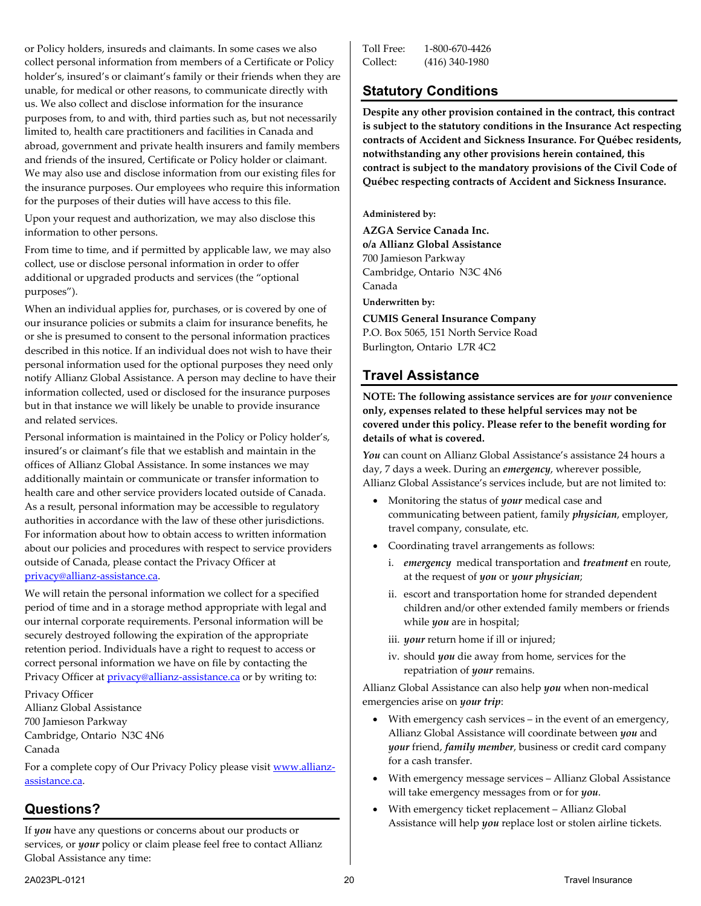or Policy holders, insureds and claimants. In some cases we also collect personal information from members of a Certificate or Policy holder's, insured's or claimant's family or their friends when they are unable, for medical or other reasons, to communicate directly with us. We also collect and disclose information for the insurance purposes from, to and with, third parties such as, but not necessarily limited to, health care practitioners and facilities in Canada and abroad, government and private health insurers and family members and friends of the insured, Certificate or Policy holder or claimant. We may also use and disclose information from our existing files for the insurance purposes. Our employees who require this information for the purposes of their duties will have access to this file.

Upon your request and authorization, we may also disclose this information to other persons.

From time to time, and if permitted by applicable law, we may also collect, use or disclose personal information in order to offer additional or upgraded products and services (the "optional purposes").

When an individual applies for, purchases, or is covered by one of our insurance policies or submits a claim for insurance benefits, he or she is presumed to consent to the personal information practices described in this notice. If an individual does not wish to have their personal information used for the optional purposes they need only notify Allianz Global Assistance. A person may decline to have their information collected, used or disclosed for the insurance purposes but in that instance we will likely be unable to provide insurance and related services.

Personal information is maintained in the Policy or Policy holder's, insured's or claimant's file that we establish and maintain in the offices of Allianz Global Assistance. In some instances we may additionally maintain or communicate or transfer information to health care and other service providers located outside of Canada. As a result, personal information may be accessible to regulatory authorities in accordance with the law of these other jurisdictions. For information about how to obtain access to written information about our policies and procedures with respect to service providers outside of Canada, please contact the Privacy Officer at privacy@allianz-assistance.ca.

We will retain the personal information we collect for a specified period of time and in a storage method appropriate with legal and our internal corporate requirements. Personal information will be securely destroyed following the expiration of the appropriate retention period. Individuals have a right to request to access or correct personal information we have on file by contacting the Privacy Officer at privacy@allianz-assistance.ca or by writing to:

Privacy Officer
Allianz Global Assistance
700 Jamieson Parkway
Cambridge, Ontario N3C 4N6
Canada

For a complete copy of Our Privacy Policy please visit www.allianz-assistance.ca.

## Questions?

If ***you*** have any questions or concerns about our products or services, or ***your*** policy or claim please feel free to contact Allianz Global Assistance any time:

Toll Free: 1-800-670-4426
Collect: (416) 340-1980

## Statutory Conditions

**Despite any other provision contained in the contract, this contract is subject to the statutory conditions in the Insurance Act respecting contracts of Accident and Sickness Insurance. For Québec residents, notwithstanding any other provisions herein contained, this contract is subject to the mandatory provisions of the Civil Code of Québec respecting contracts of Accident and Sickness Insurance.**

**Administered by:**

**AZGA Service Canada Inc.**
**o/a Allianz Global Assistance**
700 Jamieson Parkway
Cambridge, Ontario N3C 4N6
Canada

**Underwritten by:**

**CUMIS General Insurance Company**
P.O. Box 5065, 151 North Service Road
Burlington, Ontario L7R 4C2

## Travel Assistance

**NOTE: The following assistance services are for *your* convenience only, expenses related to these helpful services may not be covered under this policy. Please refer to the benefit wording for details of what is covered.**

***You*** can count on Allianz Global Assistance's assistance 24 hours a day, 7 days a week. During an ***emergency***, wherever possible, Allianz Global Assistance's services include, but are not limited to:

- Monitoring the status of ***your*** medical case and communicating between patient, family ***physician***, employer, travel company, consulate, etc.
- Coordinating travel arrangements as follows:
  i. ***emergency*** medical transportation and ***treatment*** en route, at the request of ***you*** or ***your physician***;
  ii. escort and transportation home for stranded dependent children and/or other extended family members or friends while ***you*** are in hospital;
  iii. ***your*** return home if ill or injured;
  iv. should ***you*** die away from home, services for the repatriation of ***your*** remains.

Allianz Global Assistance can also help ***you*** when non-medical emergencies arise on ***your trip***:

- With emergency cash services – in the event of an emergency, Allianz Global Assistance will coordinate between ***you*** and ***your*** friend, ***family member***, business or credit card company for a cash transfer.
- With emergency message services – Allianz Global Assistance will take emergency messages from or for ***you***.
- With emergency ticket replacement – Allianz Global Assistance will help ***you*** replace lost or stolen airline tickets.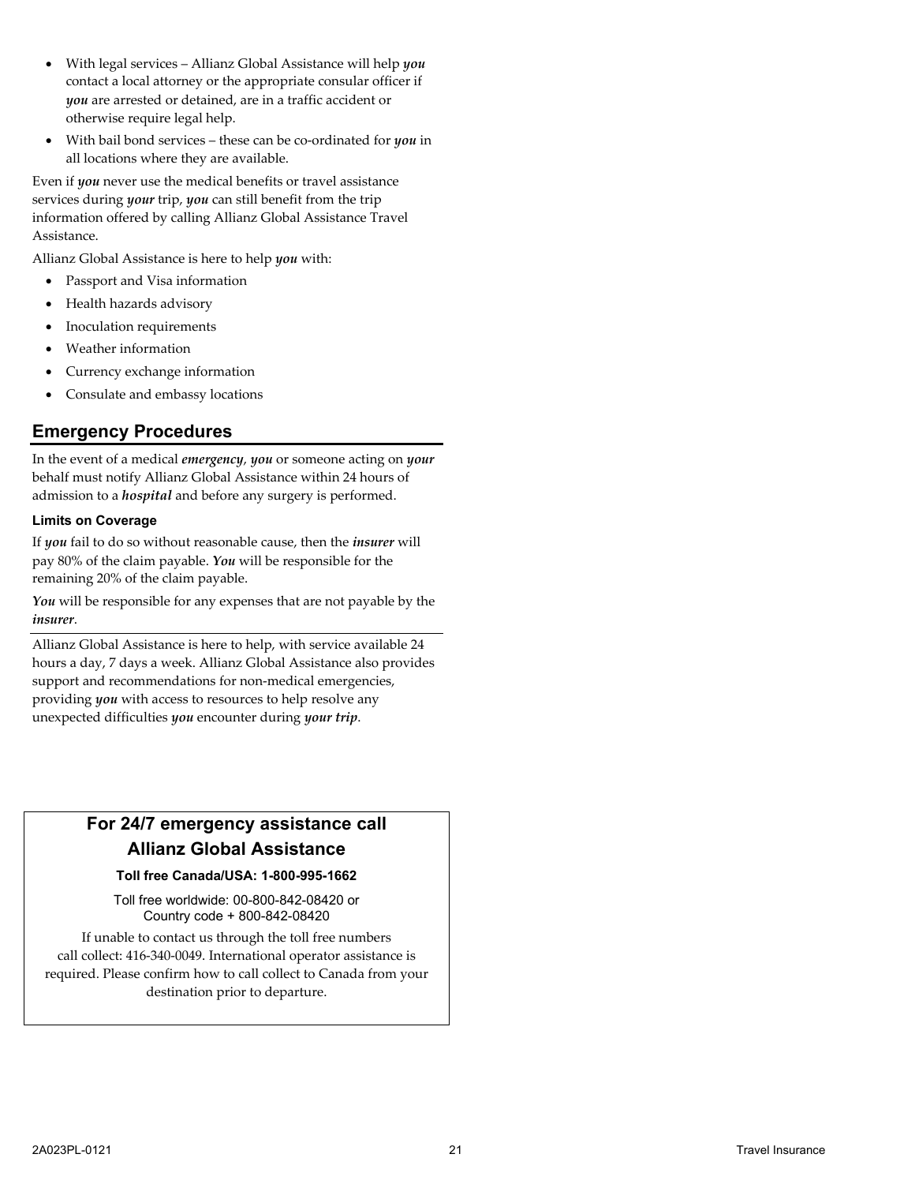- With legal services – Allianz Global Assistance will help ***you*** contact a local attorney or the appropriate consular officer if ***you*** are arrested or detained, are in a traffic accident or otherwise require legal help.
- With bail bond services – these can be co-ordinated for ***you*** in all locations where they are available.

Even if ***you*** never use the medical benefits or travel assistance services during ***your*** trip, ***you*** can still benefit from the trip information offered by calling Allianz Global Assistance Travel Assistance.

Allianz Global Assistance is here to help ***you*** with:

- Passport and Visa information
- Health hazards advisory
- Inoculation requirements
- Weather information
- Currency exchange information
- Consulate and embassy locations

## Emergency Procedures

In the event of a medical ***emergency***, ***you*** or someone acting on ***your*** behalf must notify Allianz Global Assistance within 24 hours of admission to a ***hospital*** and before any surgery is performed.

#### Limits on Coverage

If ***you*** fail to do so without reasonable cause, then the ***insurer*** will pay 80% of the claim payable. ***You*** will be responsible for the remaining 20% of the claim payable.

***You*** will be responsible for any expenses that are not payable by the ***insurer***.

---

Allianz Global Assistance is here to help, with service available 24 hours a day, 7 days a week. Allianz Global Assistance also provides support and recommendations for non-medical emergencies, providing ***you*** with access to resources to help resolve any unexpected difficulties ***you*** encounter during ***your trip***.

### For 24/7 emergency assistance call Allianz Global Assistance

**Toll free Canada/USA: 1-800-995-1662**

Toll free worldwide: 00-800-842-08420 or
Country code + 800-842-08420

If unable to contact us through the toll free numbers call collect: 416-340-0049. International operator assistance is required. Please confirm how to call collect to Canada from your destination prior to departure.